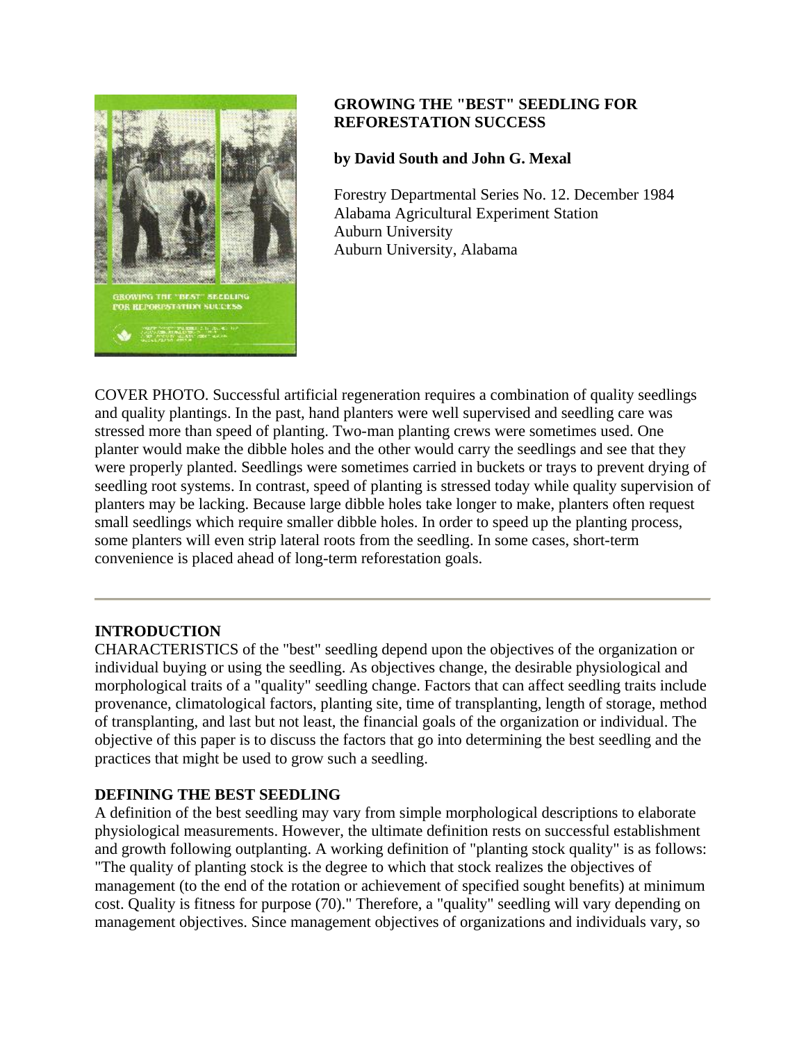# GROWING THE "BEST" SEEDLING FOR REFORESTATION SUCCESS

**by David South and John G. Mexal**

Forestry Departmental Series No. 12. December 1984
Alabama Agricultural Experiment Station
Auburn University
Auburn University, Alabama

COVER PHOTO. Successful artificial regeneration requires a combination of quality seedlings and quality plantings. In the past, hand planters were well supervised and seedling care was stressed more than speed of planting. Two-man planting crews were sometimes used. One planter would make the dibble holes and the other would carry the seedlings and see that they were properly planted. Seedlings were sometimes carried in buckets or trays to prevent drying of seedling root systems. In contrast, speed of planting is stressed today while quality supervision of planters may be lacking. Because large dibble holes take longer to make, planters often request small seedlings which require smaller dibble holes. In order to speed up the planting process, some planters will even strip lateral roots from the seedling. In some cases, short-term convenience is placed ahead of long-term reforestation goals.

---

## INTRODUCTION

CHARACTERISTICS of the "best" seedling depend upon the objectives of the organization or individual buying or using the seedling. As objectives change, the desirable physiological and morphological traits of a "quality" seedling change. Factors that can affect seedling traits include provenance, climatological factors, planting site, time of transplanting, length of storage, method of transplanting, and last but not least, the financial goals of the organization or individual. The objective of this paper is to discuss the factors that go into determining the best seedling and the practices that might be used to grow such a seedling.

## DEFINING THE BEST SEEDLING

A definition of the best seedling may vary from simple morphological descriptions to elaborate physiological measurements. However, the ultimate definition rests on successful establishment and growth following outplanting. A working definition of "planting stock quality" is as follows: "The quality of planting stock is the degree to which that stock realizes the objectives of management (to the end of the rotation or achievement of specified sought benefits) at minimum cost. Quality is fitness for purpose (70)." Therefore, a "quality" seedling will vary depending on management objectives. Since management objectives of organizations and individuals vary, so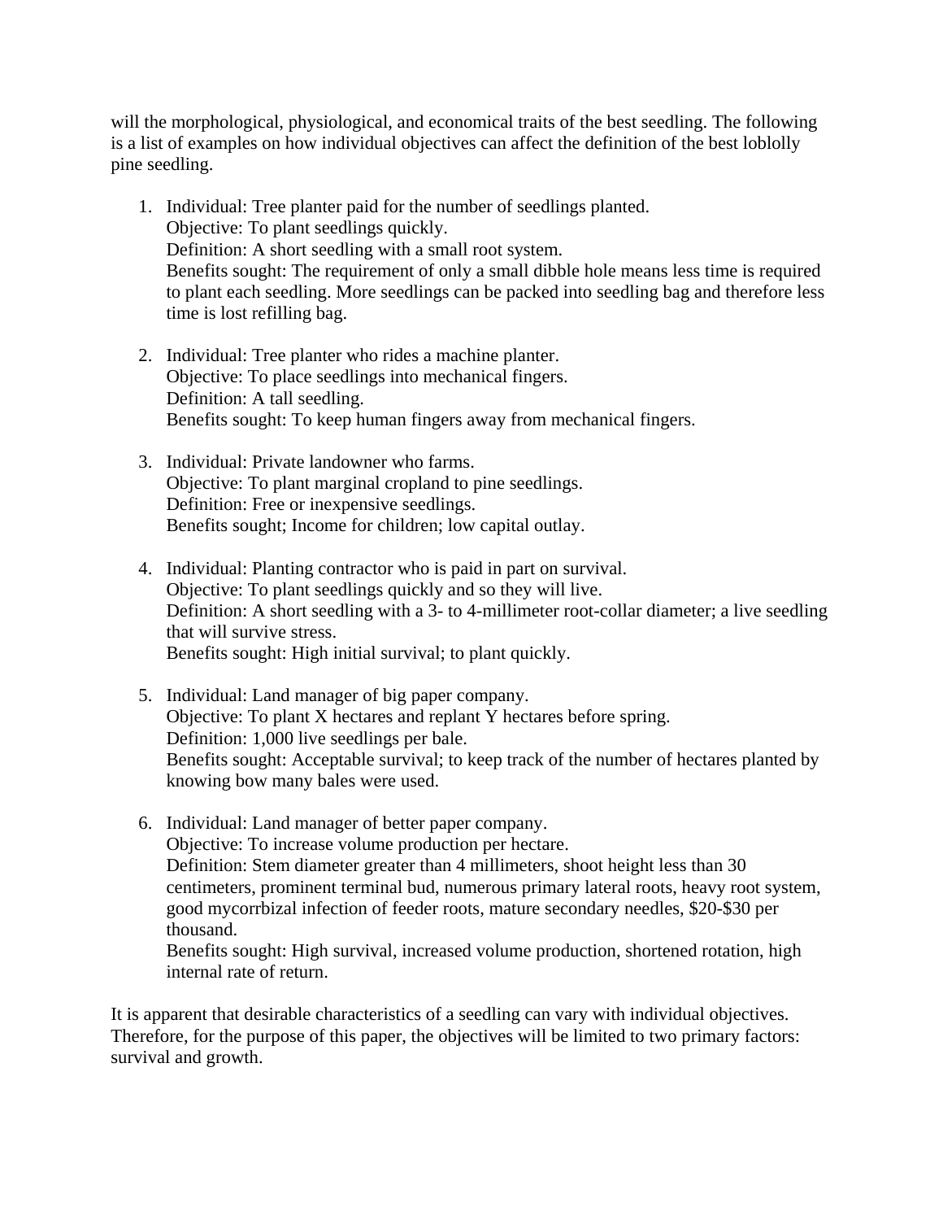will the morphological, physiological, and economical traits of the best seedling. The following is a list of examples on how individual objectives can affect the definition of the best loblolly pine seedling.

1. Individual: Tree planter paid for the number of seedlings planted.
   Objective: To plant seedlings quickly.
   Definition: A short seedling with a small root system.
   Benefits sought: The requirement of only a small dibble hole means less time is required to plant each seedling. More seedlings can be packed into seedling bag and therefore less time is lost refilling bag.

2. Individual: Tree planter who rides a machine planter.
   Objective: To place seedlings into mechanical fingers.
   Definition: A tall seedling.
   Benefits sought: To keep human fingers away from mechanical fingers.

3. Individual: Private landowner who farms.
   Objective: To plant marginal cropland to pine seedlings.
   Definition: Free or inexpensive seedlings.
   Benefits sought; Income for children; low capital outlay.

4. Individual: Planting contractor who is paid in part on survival.
   Objective: To plant seedlings quickly and so they will live.
   Definition: A short seedling with a 3- to 4-millimeter root-collar diameter; a live seedling that will survive stress.
   Benefits sought: High initial survival; to plant quickly.

5. Individual: Land manager of big paper company.
   Objective: To plant X hectares and replant Y hectares before spring.
   Definition: 1,000 live seedlings per bale.
   Benefits sought: Acceptable survival; to keep track of the number of hectares planted by knowing bow many bales were used.

6. Individual: Land manager of better paper company.
   Objective: To increase volume production per hectare.
   Definition: Stem diameter greater than 4 millimeters, shoot height less than 30 centimeters, prominent terminal bud, numerous primary lateral roots, heavy root system, good mycorrbizal infection of feeder roots, mature secondary needles, $20-$30 per thousand.
   Benefits sought: High survival, increased volume production, shortened rotation, high internal rate of return.

It is apparent that desirable characteristics of a seedling can vary with individual objectives. Therefore, for the purpose of this paper, the objectives will be limited to two primary factors: survival and growth.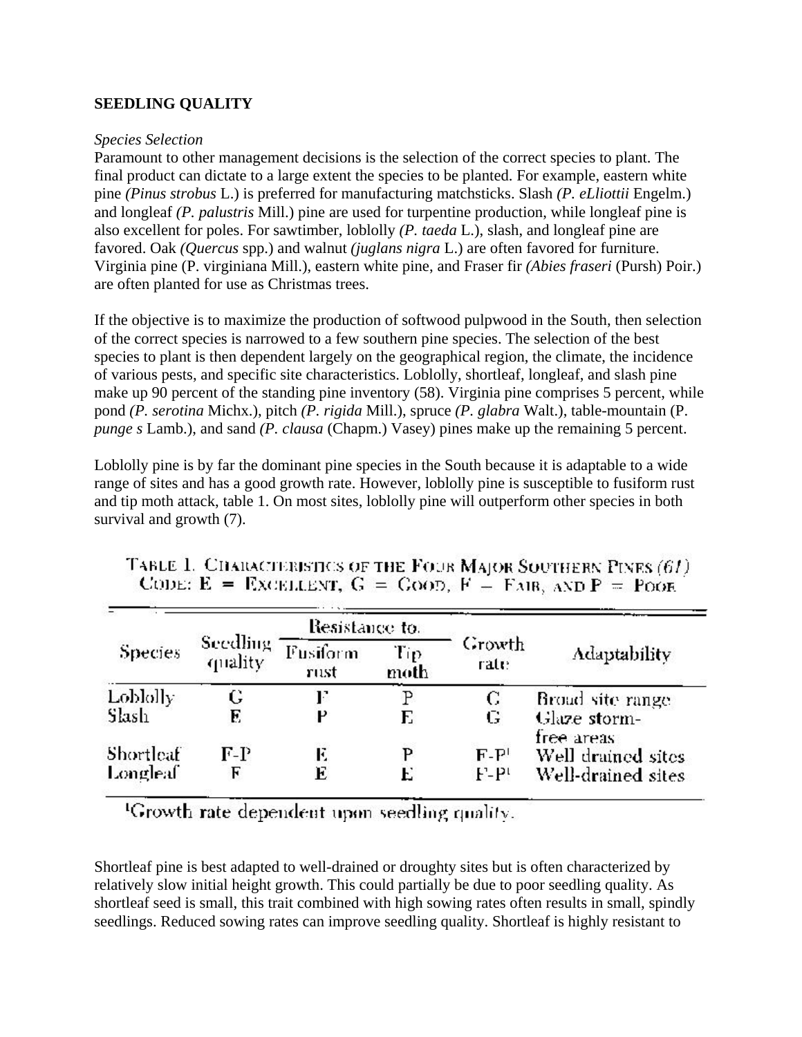**SEEDLING QUALITY**

*Species Selection*
Paramount to other management decisions is the selection of the correct species to plant. The final product can dictate to a large extent the species to be planted. For example, eastern white pine *(Pinus strobus* L.) is preferred for manufacturing matchsticks. Slash *(P. eLliottii* Engelm.) and longleaf *(P. palustris* Mill.) pine are used for turpentine production, while longleaf pine is also excellent for poles. For sawtimber, loblolly *(P. taeda* L.), slash, and longleaf pine are favored. Oak *(Quercus* spp.) and walnut *(juglans nigra* L.) are often favored for furniture. Virginia pine (P. virginiana Mill.), eastern white pine, and Fraser fir *(Abies fraseri* (Pursh) Poir.) are often planted for use as Christmas trees.

If the objective is to maximize the production of softwood pulpwood in the South, then selection of the correct species is narrowed to a few southern pine species. The selection of the best species to plant is then dependent largely on the geographical region, the climate, the incidence of various pests, and specific site characteristics. Loblolly, shortleaf, longleaf, and slash pine make up 90 percent of the standing pine inventory (58). Virginia pine comprises 5 percent, while pond *(P. serotina* Michx.), pitch *(P. rigida* Mill.), spruce *(P. glabra* Walt.), table-mountain (P. *punge s* Lamb.), and sand *(P. clausa* (Chapm.) Vasey) pines make up the remaining 5 percent.

Loblolly pine is by far the dominant pine species in the South because it is adaptable to a wide range of sites and has a good growth rate. However, loblolly pine is susceptible to fusiform rust and tip moth attack, table 1. On most sites, loblolly pine will outperform other species in both survival and growth (7).

TABLE 1. CHARACTERISTICS OF THE FOUR MAJOR SOUTHERN PINES *(61)*
CODE: E = EXCELLENT, G = GOOD, F – FAIR, AND P = POOR

| Species | Seedling quality | Resistance to. | | Growth rate | Adaptability |
|---|---|---|---|---|---|
| | | Fusiform rust | Tip moth | | |
| Loblolly | G | F | P | G | Broad site range |
| Slash | E | P | E | G | Glaze storm-free areas |
| Shortleaf | F-P | E | P | F-P[1] | Well drained sites |
| Longleaf | F | E | E | F-P[1] | Well-drained sites |

[1]Growth rate dependent upon seedling quality.

Shortleaf pine is best adapted to well-drained or droughty sites but is often characterized by relatively slow initial height growth. This could partially be due to poor seedling quality. As shortleaf seed is small, this trait combined with high sowing rates often results in small, spindly seedlings. Reduced sowing rates can improve seedling quality. Shortleaf is highly resistant to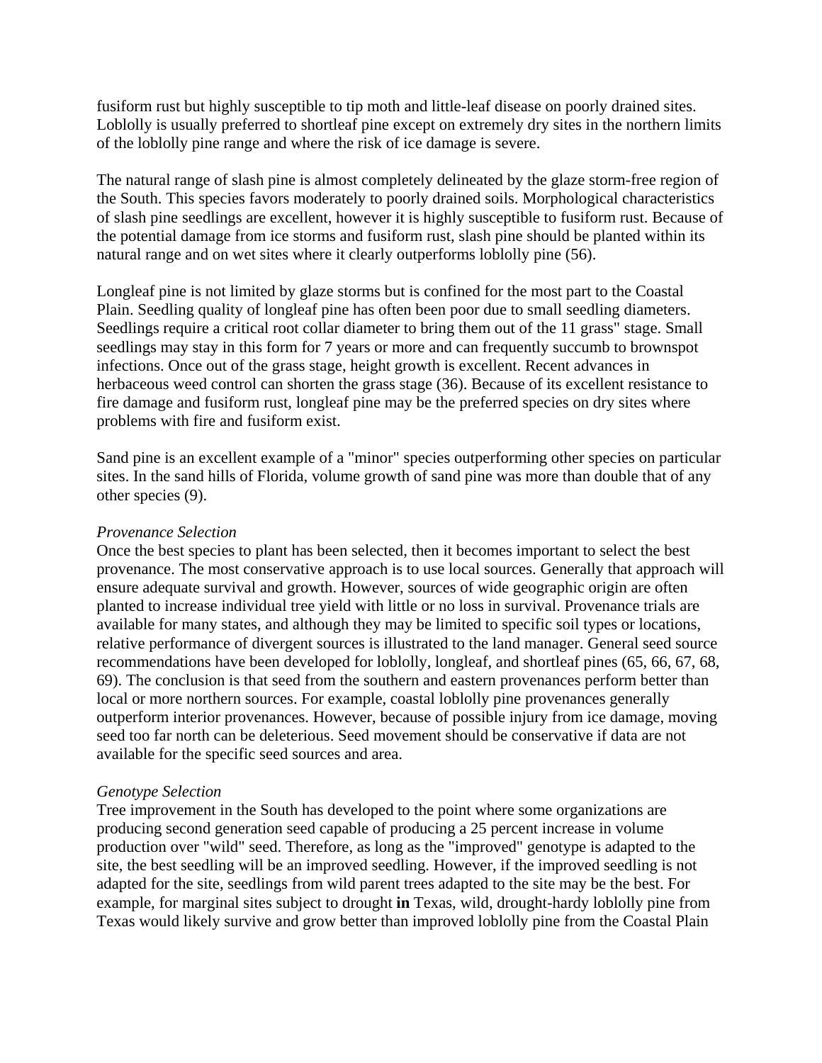fusiform rust but highly susceptible to tip moth and little-leaf disease on poorly drained sites. Loblolly is usually preferred to shortleaf pine except on extremely dry sites in the northern limits of the loblolly pine range and where the risk of ice damage is severe.

The natural range of slash pine is almost completely delineated by the glaze storm-free region of the South. This species favors moderately to poorly drained soils. Morphological characteristics of slash pine seedlings are excellent, however it is highly susceptible to fusiform rust. Because of the potential damage from ice storms and fusiform rust, slash pine should be planted within its natural range and on wet sites where it clearly outperforms loblolly pine (56).

Longleaf pine is not limited by glaze storms but is confined for the most part to the Coastal Plain. Seedling quality of longleaf pine has often been poor due to small seedling diameters. Seedlings require a critical root collar diameter to bring them out of the 11 grass" stage. Small seedlings may stay in this form for 7 years or more and can frequently succumb to brownspot infections. Once out of the grass stage, height growth is excellent. Recent advances in herbaceous weed control can shorten the grass stage (36). Because of its excellent resistance to fire damage and fusiform rust, longleaf pine may be the preferred species on dry sites where problems with fire and fusiform exist.

Sand pine is an excellent example of a "minor" species outperforming other species on particular sites. In the sand hills of Florida, volume growth of sand pine was more than double that of any other species (9).

*Provenance Selection*
Once the best species to plant has been selected, then it becomes important to select the best provenance. The most conservative approach is to use local sources. Generally that approach will ensure adequate survival and growth. However, sources of wide geographic origin are often planted to increase individual tree yield with little or no loss in survival. Provenance trials are available for many states, and although they may be limited to specific soil types or locations, relative performance of divergent sources is illustrated to the land manager. General seed source recommendations have been developed for loblolly, longleaf, and shortleaf pines (65, 66, 67, 68, 69). The conclusion is that seed from the southern and eastern provenances perform better than local or more northern sources. For example, coastal loblolly pine provenances generally outperform interior provenances. However, because of possible injury from ice damage, moving seed too far north can be deleterious. Seed movement should be conservative if data are not available for the specific seed sources and area.

*Genotype Selection*
Tree improvement in the South has developed to the point where some organizations are producing second generation seed capable of producing a 25 percent increase in volume production over "wild" seed. Therefore, as long as the "improved" genotype is adapted to the site, the best seedling will be an improved seedling. However, if the improved seedling is not adapted for the site, seedlings from wild parent trees adapted to the site may be the best. For example, for marginal sites subject to drought **in** Texas, wild, drought-hardy loblolly pine from Texas would likely survive and grow better than improved loblolly pine from the Coastal Plain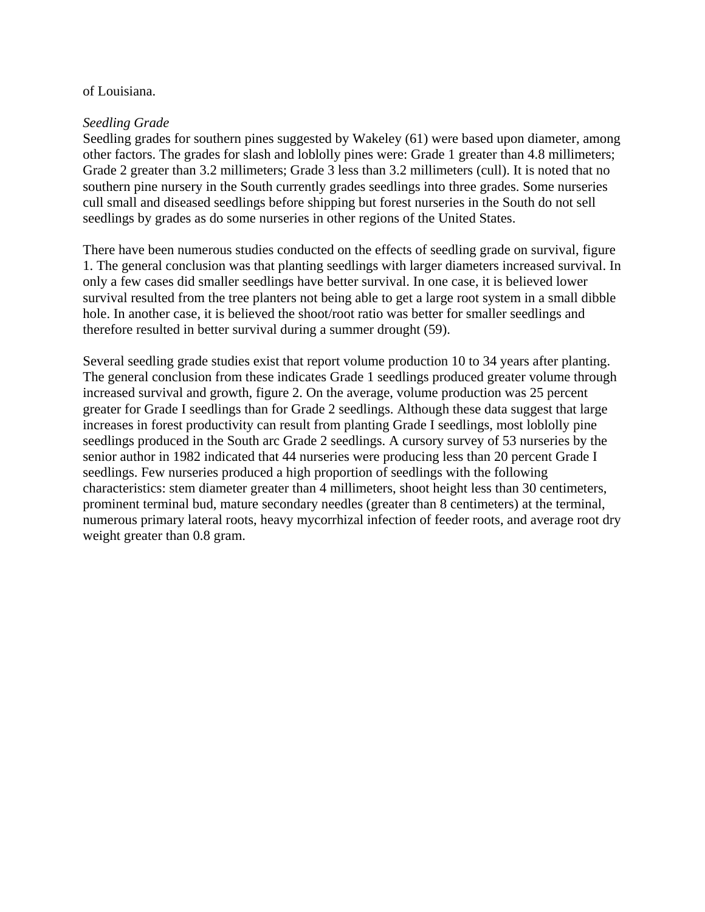of Louisiana.

*Seedling Grade*

Seedling grades for southern pines suggested by Wakeley (61) were based upon diameter, among other factors. The grades for slash and loblolly pines were: Grade 1 greater than 4.8 millimeters; Grade 2 greater than 3.2 millimeters; Grade 3 less than 3.2 millimeters (cull). It is noted that no southern pine nursery in the South currently grades seedlings into three grades. Some nurseries cull small and diseased seedlings before shipping but forest nurseries in the South do not sell seedlings by grades as do some nurseries in other regions of the United States.

There have been numerous studies conducted on the effects of seedling grade on survival, figure 1. The general conclusion was that planting seedlings with larger diameters increased survival. In only a few cases did smaller seedlings have better survival. In one case, it is believed lower survival resulted from the tree planters not being able to get a large root system in a small dibble hole. In another case, it is believed the shoot/root ratio was better for smaller seedlings and therefore resulted in better survival during a summer drought (59).

Several seedling grade studies exist that report volume production 10 to 34 years after planting. The general conclusion from these indicates Grade 1 seedlings produced greater volume through increased survival and growth, figure 2. On the average, volume production was 25 percent greater for Grade I seedlings than for Grade 2 seedlings. Although these data suggest that large increases in forest productivity can result from planting Grade I seedlings, most loblolly pine seedlings produced in the South arc Grade 2 seedlings. A cursory survey of 53 nurseries by the senior author in 1982 indicated that 44 nurseries were producing less than 20 percent Grade I seedlings. Few nurseries produced a high proportion of seedlings with the following characteristics: stem diameter greater than 4 millimeters, shoot height less than 30 centimeters, prominent terminal bud, mature secondary needles (greater than 8 centimeters) at the terminal, numerous primary lateral roots, heavy mycorrhizal infection of feeder roots, and average root dry weight greater than 0.8 gram.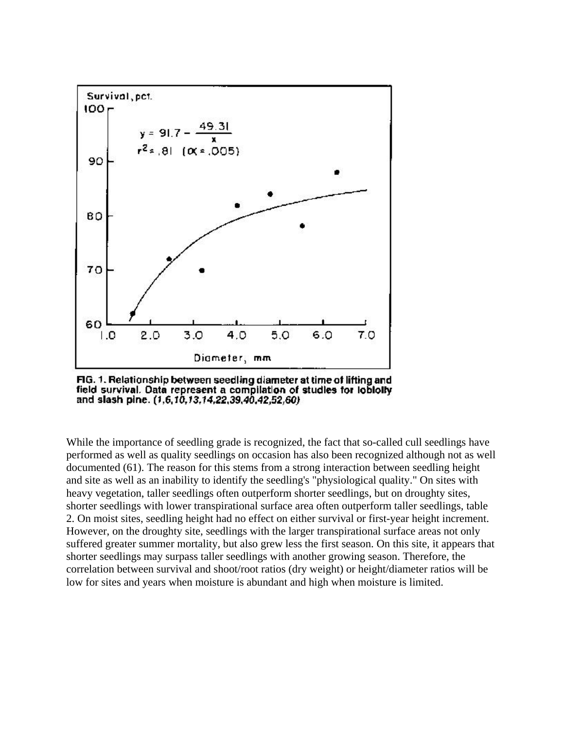FIG. 1. Relationship between seedling diameter at time of lifting and field survival. Data represent a compilation of studies for loblolly and slash pine. (*1,6,10,13,14,22,39,40,42,52,60*)

While the importance of seedling grade is recognized, the fact that so-called cull seedlings have performed as well as quality seedlings on occasion has also been recognized although not as well documented (61). The reason for this stems from a strong interaction between seedling height and site as well as an inability to identify the seedling's "physiological quality." On sites with heavy vegetation, taller seedlings often outperform shorter seedlings, but on droughty sites, shorter seedlings with lower transpirational surface area often outperform taller seedlings, table 2. On moist sites, seedling height had no effect on either survival or first-year height increment. However, on the droughty site, seedlings with the larger transpirational surface areas not only suffered greater summer mortality, but also grew less the first season. On this site, it appears that shorter seedlings may surpass taller seedlings with another growing season. Therefore, the correlation between survival and shoot/root ratios (dry weight) or height/diameter ratios will be low for sites and years when moisture is abundant and high when moisture is limited.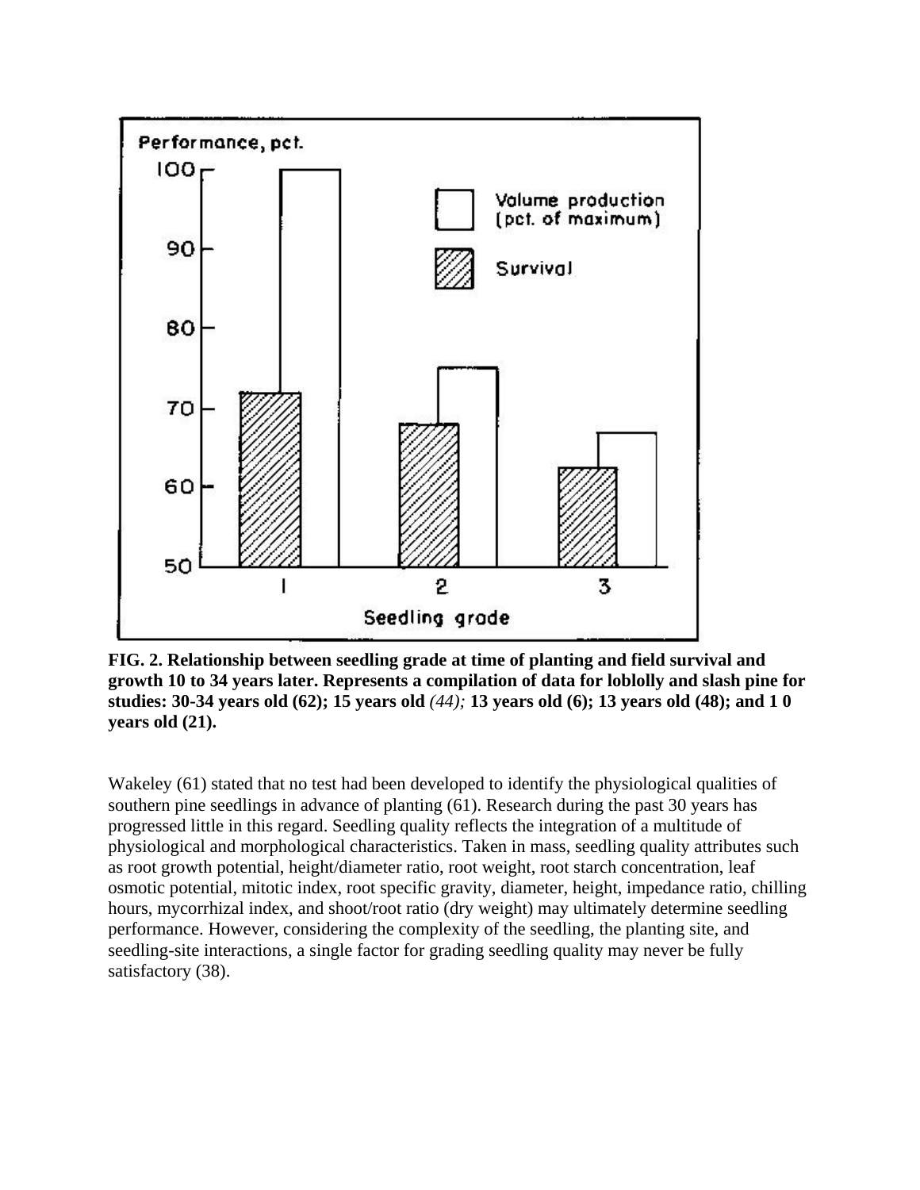**FIG. 2. Relationship between seedling grade at time of planting and field survival and growth 10 to 34 years later. Represents a compilation of data for loblolly and slash pine for studies: 30-34 years old (62); 15 years old** *(44);* **13 years old (6); 13 years old (48); and 1 0 years old (21).**

Wakeley (61) stated that no test had been developed to identify the physiological qualities of southern pine seedlings in advance of planting (61). Research during the past 30 years has progressed little in this regard. Seedling quality reflects the integration of a multitude of physiological and morphological characteristics. Taken in mass, seedling quality attributes such as root growth potential, height/diameter ratio, root weight, root starch concentration, leaf osmotic potential, mitotic index, root specific gravity, diameter, height, impedance ratio, chilling hours, mycorrhizal index, and shoot/root ratio (dry weight) may ultimately determine seedling performance. However, considering the complexity of the seedling, the planting site, and seedling-site interactions, a single factor for grading seedling quality may never be fully satisfactory (38).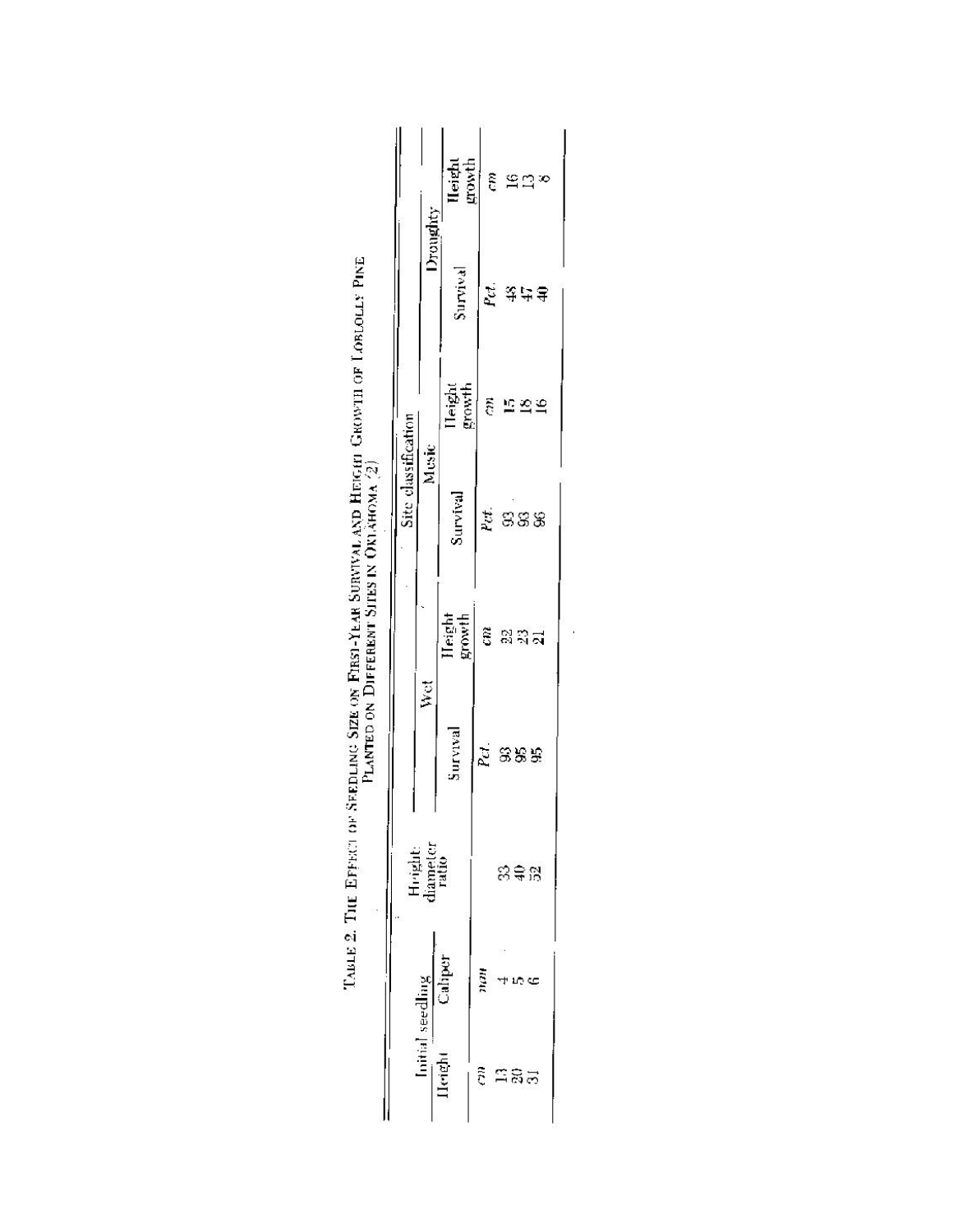TABLE 2. THE EFFECT OF SEEDLING SIZE ON FIRST-YEAR SURVIVAL AND HEIGHT GROWTH OF LOBLOLLY PINE PLANTED ON DIFFERENT SITES IN OKLAHOMA (2)

| Initial seedling | | Height: diameter ratio | Site classification | | | | | |
|---|---|---|---|---|---|---|---|---|
| | | | Wet | | Mesic | | Droughty | |
| Height | Caliper | | Survival | Height growth | Survival | Height growth | Survival | Height growth |
| *cm* | *mm* | | *Pct.* | *cm* | *Pct.* | *cm* | *Pct.* | *cm* |
| 13 | 4 | 33 | 93 | 22 | 93 | 15 | 48 | 16 |
| 20 | 5 | 40 | 95 | 23 | 93 | 18 | 47 | 13 |
| 31 | 6 | 52 | 95 | 21 | 96 | 16 | 40 | 8 |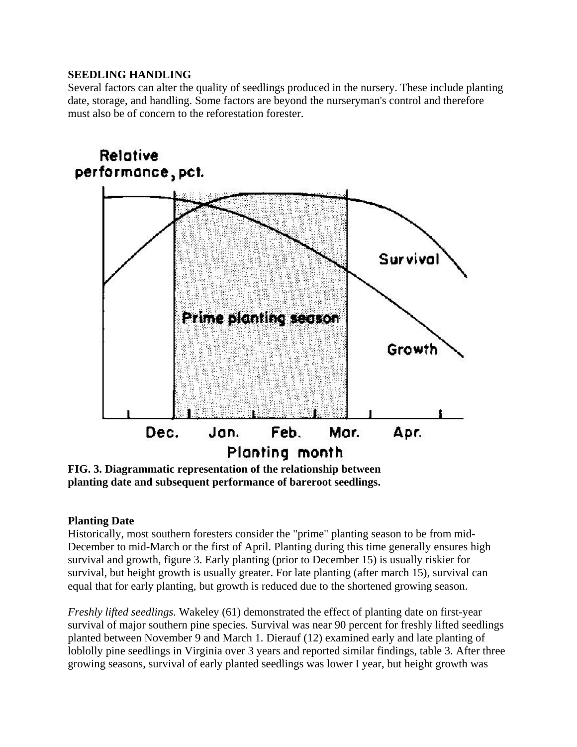**SEEDLING HANDLING**

Several factors can alter the quality of seedlings produced in the nursery. These include planting date, storage, and handling. Some factors are beyond the nurseryman's control and therefore must also be of concern to the reforestation forester.

**FIG. 3. Diagrammatic representation of the relationship between planting date and subsequent performance of bareroot seedlings.**

**Planting Date**

Historically, most southern foresters consider the "prime" planting season to be from mid-December to mid-March or the first of April. Planting during this time generally ensures high survival and growth, figure 3. Early planting (prior to December 15) is usually riskier for survival, but height growth is usually greater. For late planting (after march 15), survival can equal that for early planting, but growth is reduced due to the shortened growing season.

*Freshly lifted seedlings.* Wakeley (61) demonstrated the effect of planting date on first-year survival of major southern pine species. Survival was near 90 percent for freshly lifted seedlings planted between November 9 and March 1. Dierauf (12) examined early and late planting of loblolly pine seedlings in Virginia over 3 years and reported similar findings, table 3. After three growing seasons, survival of early planted seedlings was lower I year, but height growth was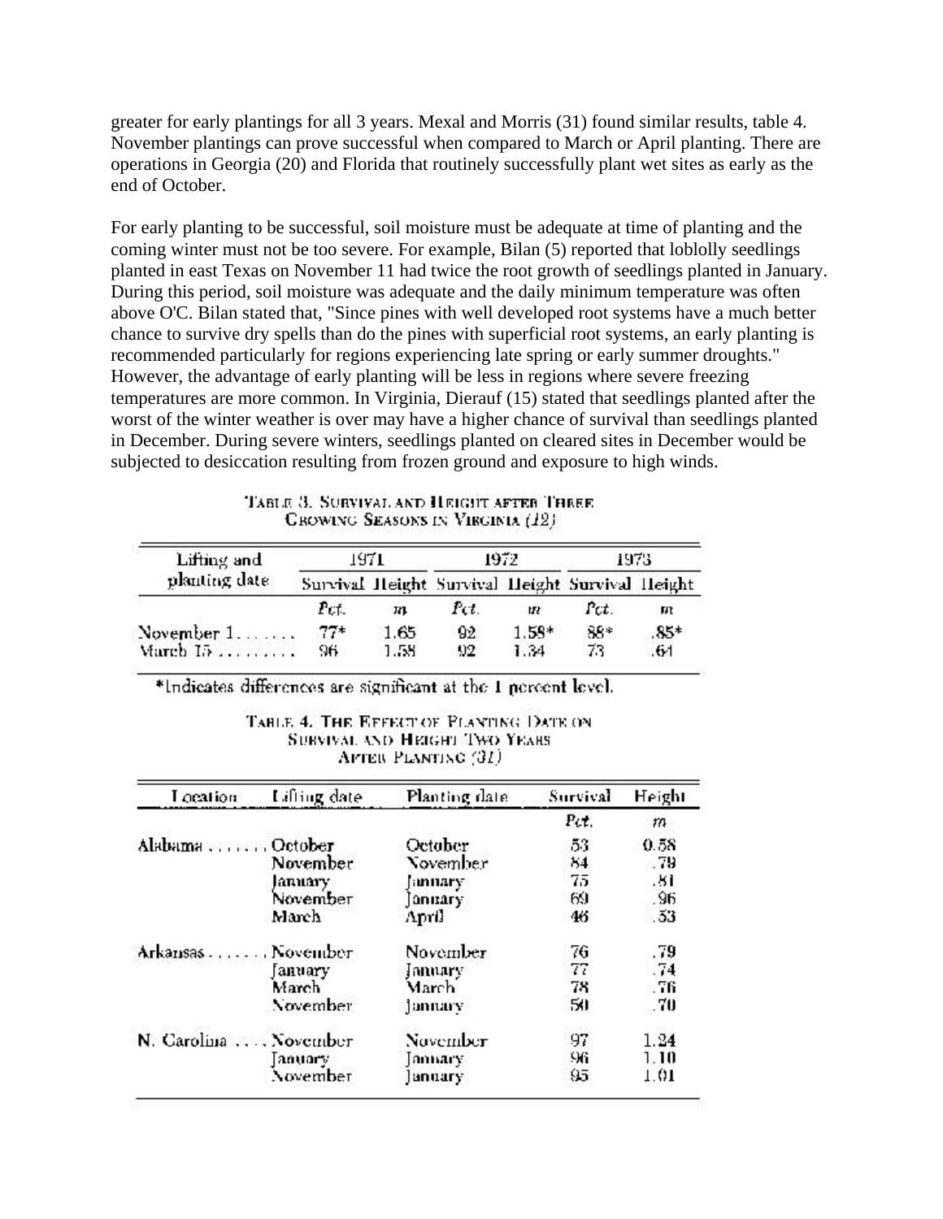greater for early plantings for all 3 years. Mexal and Morris (31) found similar results, table 4. November plantings can prove successful when compared to March or April planting. There are operations in Georgia (20) and Florida that routinely successfully plant wet sites as early as the end of October.

For early planting to be successful, soil moisture must be adequate at time of planting and the coming winter must not be too severe. For example, Bilan (5) reported that loblolly seedlings planted in east Texas on November 11 had twice the root growth of seedlings planted in January. During this period, soil moisture was adequate and the daily minimum temperature was often above O'C. Bilan stated that, "Since pines with well developed root systems have a much better chance to survive dry spells than do the pines with superficial root systems, an early planting is recommended particularly for regions experiencing late spring or early summer droughts." However, the advantage of early planting will be less in regions where severe freezing temperatures are more common. In Virginia, Dierauf (15) stated that seedlings planted after the worst of the winter weather is over may have a higher chance of survival than seedlings planted in December. During severe winters, seedlings planted on cleared sites in December would be subjected to desiccation resulting from frozen ground and exposure to high winds.

TABLE 3. SURVIVAL AND HEIGHT AFTER THREE GROWING SEASONS IN VIRGINIA (12)

| Lifting and planting date | 1971 | | 1972 | | 1973 | |
|---|---|---|---|---|---|---|
| | Survival | Height | Survival | Height | Survival | Height |
| | Pct. | m | Pct. | m | Pct. | m |
| November 1 | 77* | 1.65 | 92 | 1.58* | 88* | .85* |
| March 15 | 96 | 1.58 | 92 | 1.34 | 73 | .64 |

*Indicates differences are significant at the 1 percent level.

TABLE 4. THE EFFECT OF PLANTING DATE ON SURVIVAL AND HEIGHT TWO YEARS AFTER PLANTING (31)

| Location | Lifting date | Planting date | Survival | Height |
|---|---|---|---|---|
| | | | Pct. | m |
| Alabama | October | October | 53 | 0.58 |
| | November | November | 84 | .79 |
| | January | January | 75 | .81 |
| | November | January | 69 | .96 |
| | March | April | 46 | .53 |
| Arkansas | November | November | 76 | .79 |
| | January | January | 77 | .74 |
| | March | March | 78 | .76 |
| | November | January | 50 | .70 |
| N. Carolina | November | November | 97 | 1.24 |
| | January | January | 96 | 1.10 |
| | November | January | 95 | 1.01 |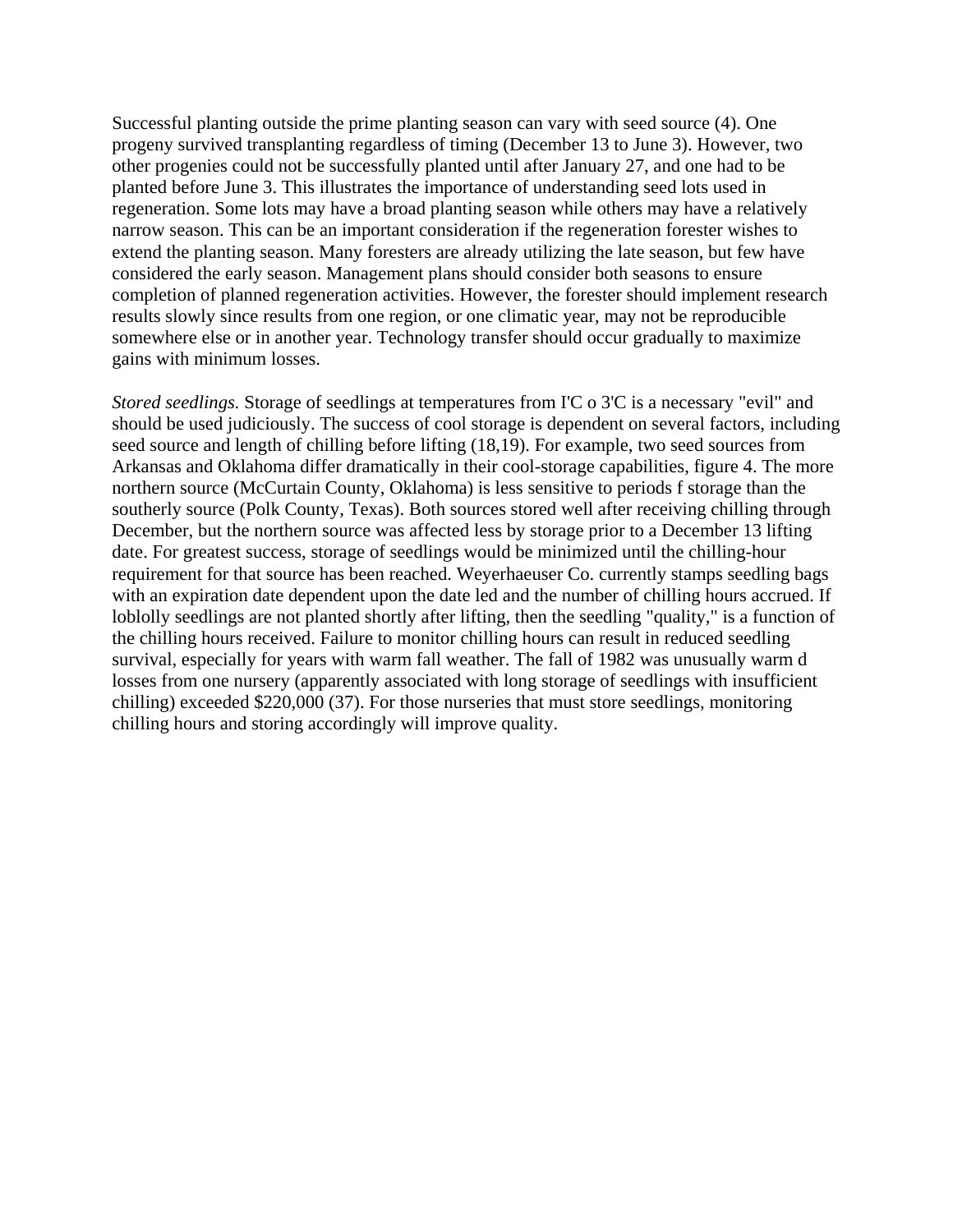Successful planting outside the prime planting season can vary with seed source (4). One progeny survived transplanting regardless of timing (December 13 to June 3). However, two other progenies could not be successfully planted until after January 27, and one had to be planted before June 3. This illustrates the importance of understanding seed lots used in regeneration. Some lots may have a broad planting season while others may have a relatively narrow season. This can be an important consideration if the regeneration forester wishes to extend the planting season. Many foresters are already utilizing the late season, but few have considered the early season. Management plans should consider both seasons to ensure completion of planned regeneration activities. However, the forester should implement research results slowly since results from one region, or one climatic year, may not be reproducible somewhere else or in another year. Technology transfer should occur gradually to maximize gains with minimum losses.

*Stored seedlings.* Storage of seedlings at temperatures from I'C o 3'C is a necessary "evil" and should be used judiciously. The success of cool storage is dependent on several factors, including seed source and length of chilling before lifting (18,19). For example, two seed sources from Arkansas and Oklahoma differ dramatically in their cool-storage capabilities, figure 4. The more northern source (McCurtain County, Oklahoma) is less sensitive to periods f storage than the southerly source (Polk County, Texas). Both sources stored well after receiving chilling through December, but the northern source was affected less by storage prior to a December 13 lifting date. For greatest success, storage of seedlings would be minimized until the chilling-hour requirement for that source has been reached. Weyerhaeuser Co. currently stamps seedling bags with an expiration date dependent upon the date led and the number of chilling hours accrued. If loblolly seedlings are not planted shortly after lifting, then the seedling "quality," is a function of the chilling hours received. Failure to monitor chilling hours can result in reduced seedling survival, especially for years with warm fall weather. The fall of 1982 was unusually warm d losses from one nursery (apparently associated with long storage of seedlings with insufficient chilling) exceeded $220,000 (37). For those nurseries that must store seedlings, monitoring chilling hours and storing accordingly will improve quality.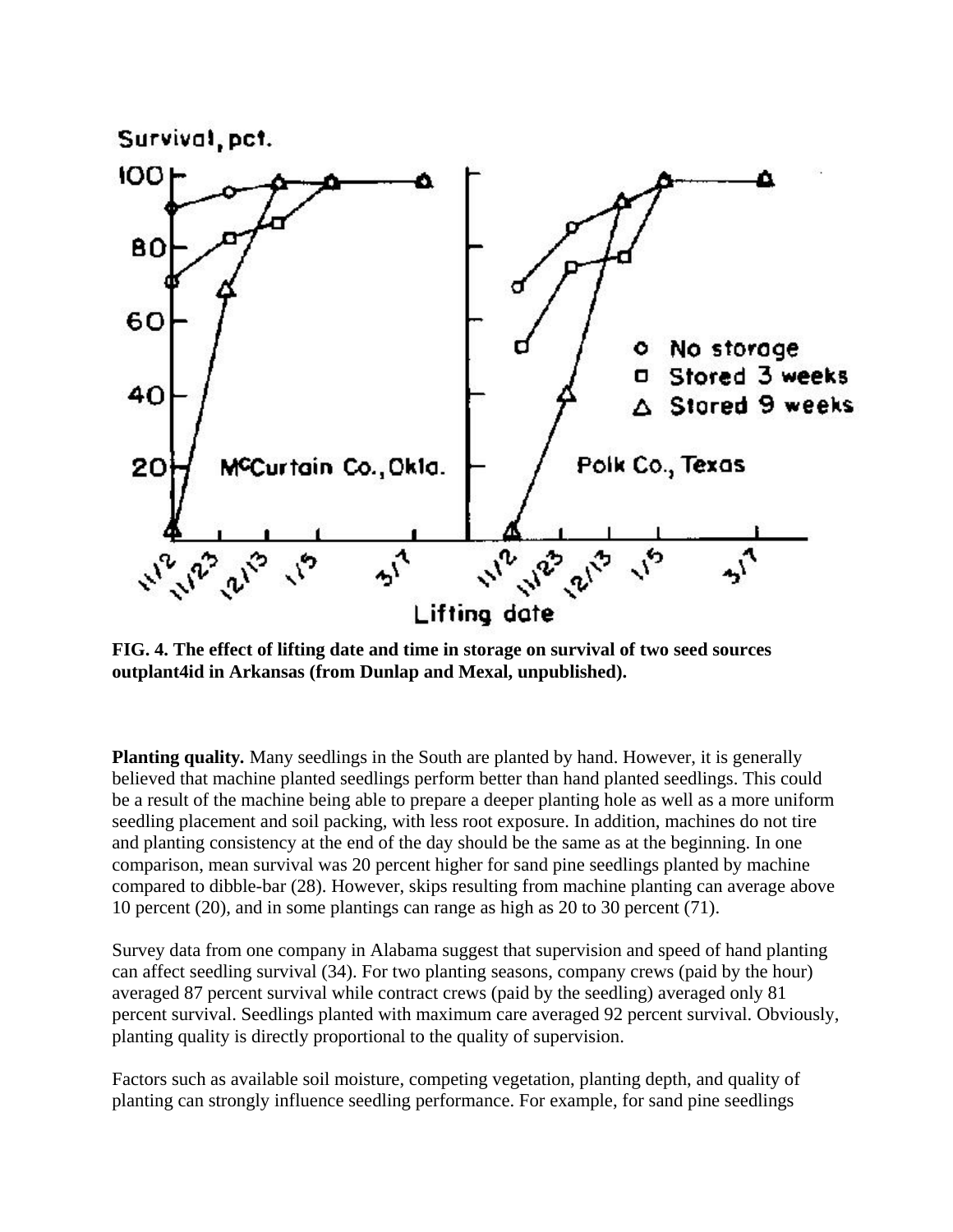FIG. 4. The effect of lifting date and time in storage on survival of two seed sources outplant4id in Arkansas (from Dunlap and Mexal, unpublished).

**Planting quality.** Many seedlings in the South are planted by hand. However, it is generally believed that machine planted seedlings perform better than hand planted seedlings. This could be a result of the machine being able to prepare a deeper planting hole as well as a more uniform seedling placement and soil packing, with less root exposure. In addition, machines do not tire and planting consistency at the end of the day should be the same as at the beginning. In one comparison, mean survival was 20 percent higher for sand pine seedlings planted by machine compared to dibble-bar (28). However, skips resulting from machine planting can average above 10 percent (20), and in some plantings can range as high as 20 to 30 percent (71).

Survey data from one company in Alabama suggest that supervision and speed of hand planting can affect seedling survival (34). For two planting seasons, company crews (paid by the hour) averaged 87 percent survival while contract crews (paid by the seedling) averaged only 81 percent survival. Seedlings planted with maximum care averaged 92 percent survival. Obviously, planting quality is directly proportional to the quality of supervision.

Factors such as available soil moisture, competing vegetation, planting depth, and quality of planting can strongly influence seedling performance. For example, for sand pine seedlings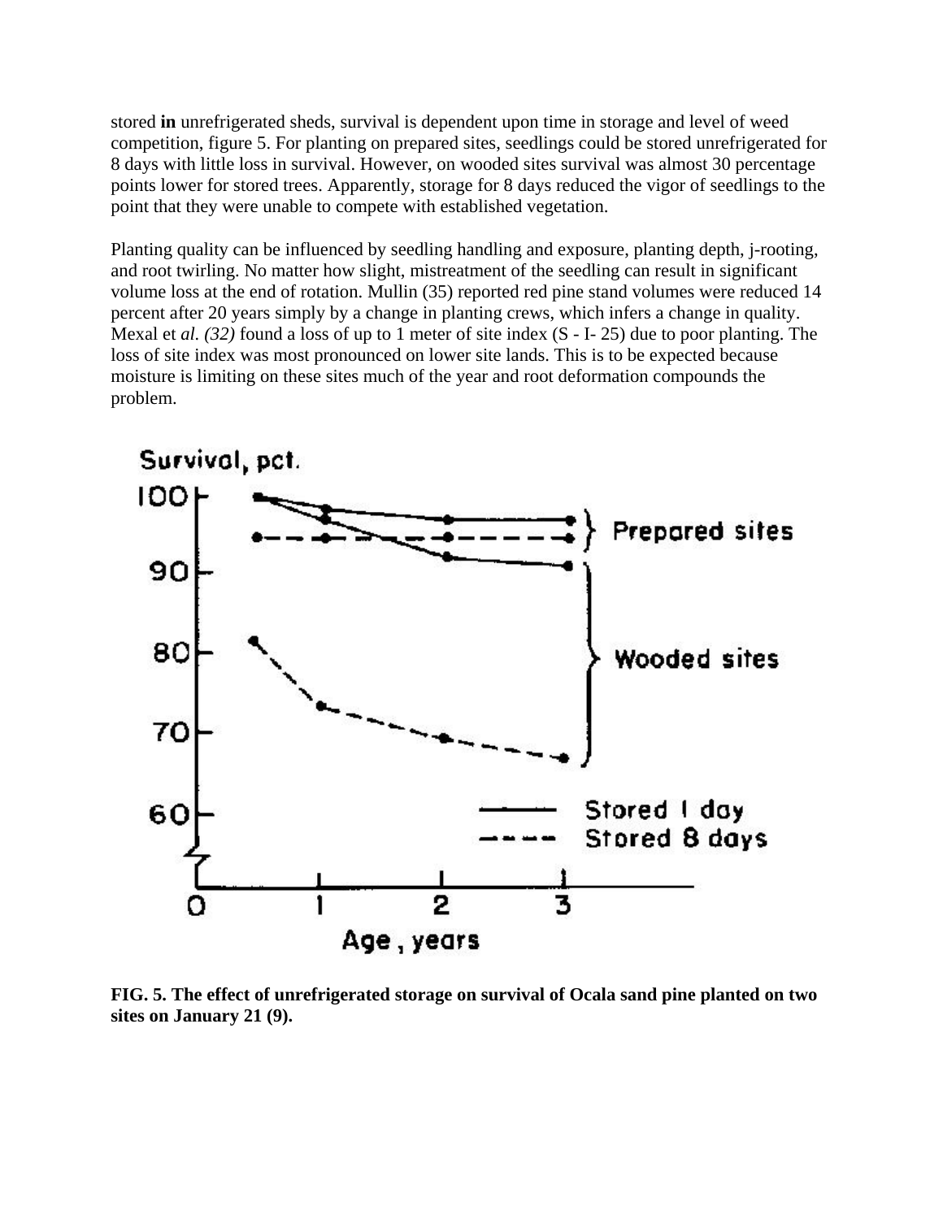stored **in** unrefrigerated sheds, survival is dependent upon time in storage and level of weed competition, figure 5. For planting on prepared sites, seedlings could be stored unrefrigerated for 8 days with little loss in survival. However, on wooded sites survival was almost 30 percentage points lower for stored trees. Apparently, storage for 8 days reduced the vigor of seedlings to the point that they were unable to compete with established vegetation.

Planting quality can be influenced by seedling handling and exposure, planting depth, j-rooting, and root twirling. No matter how slight, mistreatment of the seedling can result in significant volume loss at the end of rotation. Mullin (35) reported red pine stand volumes were reduced 14 percent after 20 years simply by a change in planting crews, which infers a change in quality. Mexal et *al. (32)* found a loss of up to 1 meter of site index (S - I- 25) due to poor planting. The loss of site index was most pronounced on lower site lands. This is to be expected because moisture is limiting on these sites much of the year and root deformation compounds the problem.

**FIG. 5. The effect of unrefrigerated storage on survival of Ocala sand pine planted on two sites on January 21 (9).**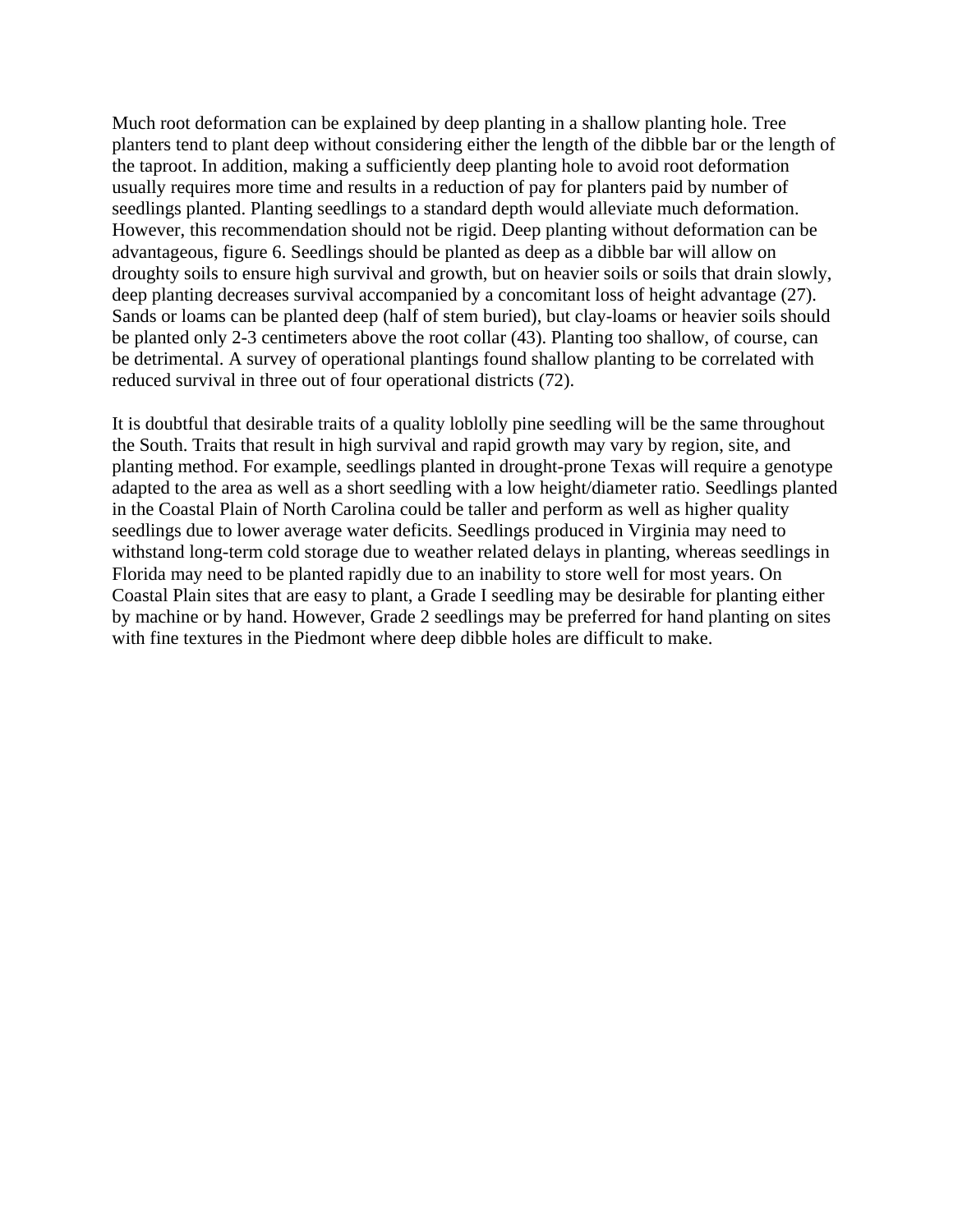Much root deformation can be explained by deep planting in a shallow planting hole. Tree planters tend to plant deep without considering either the length of the dibble bar or the length of the taproot. In addition, making a sufficiently deep planting hole to avoid root deformation usually requires more time and results in a reduction of pay for planters paid by number of seedlings planted. Planting seedlings to a standard depth would alleviate much deformation. However, this recommendation should not be rigid. Deep planting without deformation can be advantageous, figure 6. Seedlings should be planted as deep as a dibble bar will allow on droughty soils to ensure high survival and growth, but on heavier soils or soils that drain slowly, deep planting decreases survival accompanied by a concomitant loss of height advantage (27). Sands or loams can be planted deep (half of stem buried), but clay-loams or heavier soils should be planted only 2-3 centimeters above the root collar (43). Planting too shallow, of course, can be detrimental. A survey of operational plantings found shallow planting to be correlated with reduced survival in three out of four operational districts (72).

It is doubtful that desirable traits of a quality loblolly pine seedling will be the same throughout the South. Traits that result in high survival and rapid growth may vary by region, site, and planting method. For example, seedlings planted in drought-prone Texas will require a genotype adapted to the area as well as a short seedling with a low height/diameter ratio. Seedlings planted in the Coastal Plain of North Carolina could be taller and perform as well as higher quality seedlings due to lower average water deficits. Seedlings produced in Virginia may need to withstand long-term cold storage due to weather related delays in planting, whereas seedlings in Florida may need to be planted rapidly due to an inability to store well for most years. On Coastal Plain sites that are easy to plant, a Grade I seedling may be desirable for planting either by machine or by hand. However, Grade 2 seedlings may be preferred for hand planting on sites with fine textures in the Piedmont where deep dibble holes are difficult to make.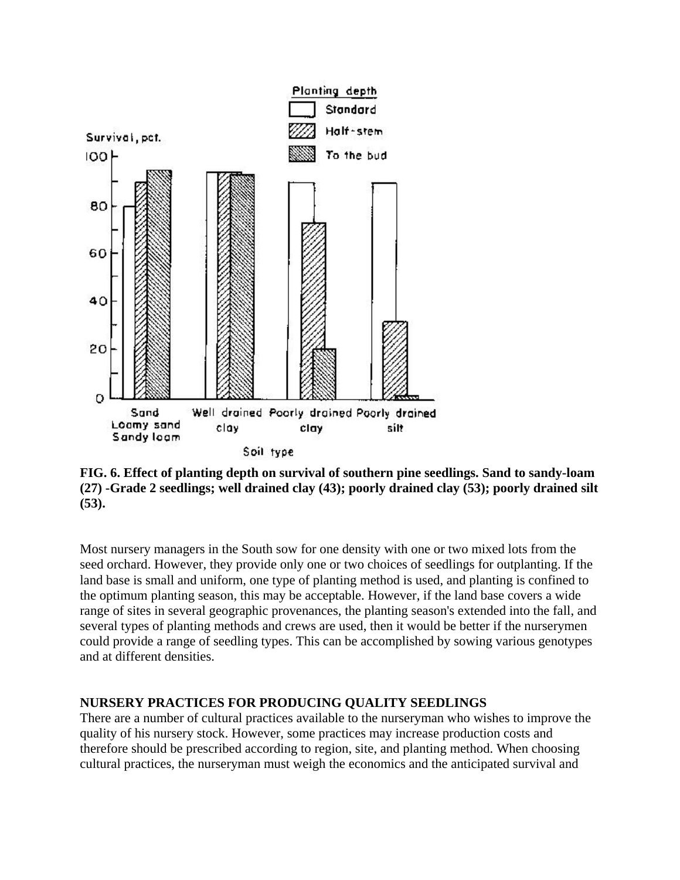**FIG. 6. Effect of planting depth on survival of southern pine seedlings. Sand to sandy-loam (27) -Grade 2 seedlings; well drained clay (43); poorly drained clay (53); poorly drained silt (53).**

Most nursery managers in the South sow for one density with one or two mixed lots from the seed orchard. However, they provide only one or two choices of seedlings for outplanting. If the land base is small and uniform, one type of planting method is used, and planting is confined to the optimum planting season, this may be acceptable. However, if the land base covers a wide range of sites in several geographic provenances, the planting season's extended into the fall, and several types of planting methods and crews are used, then it would be better if the nurserymen could provide a range of seedling types. This can be accomplished by sowing various genotypes and at different densities.

**NURSERY PRACTICES FOR PRODUCING QUALITY SEEDLINGS**

There are a number of cultural practices available to the nurseryman who wishes to improve the quality of his nursery stock. However, some practices may increase production costs and therefore should be prescribed according to region, site, and planting method. When choosing cultural practices, the nurseryman must weigh the economics and the anticipated survival and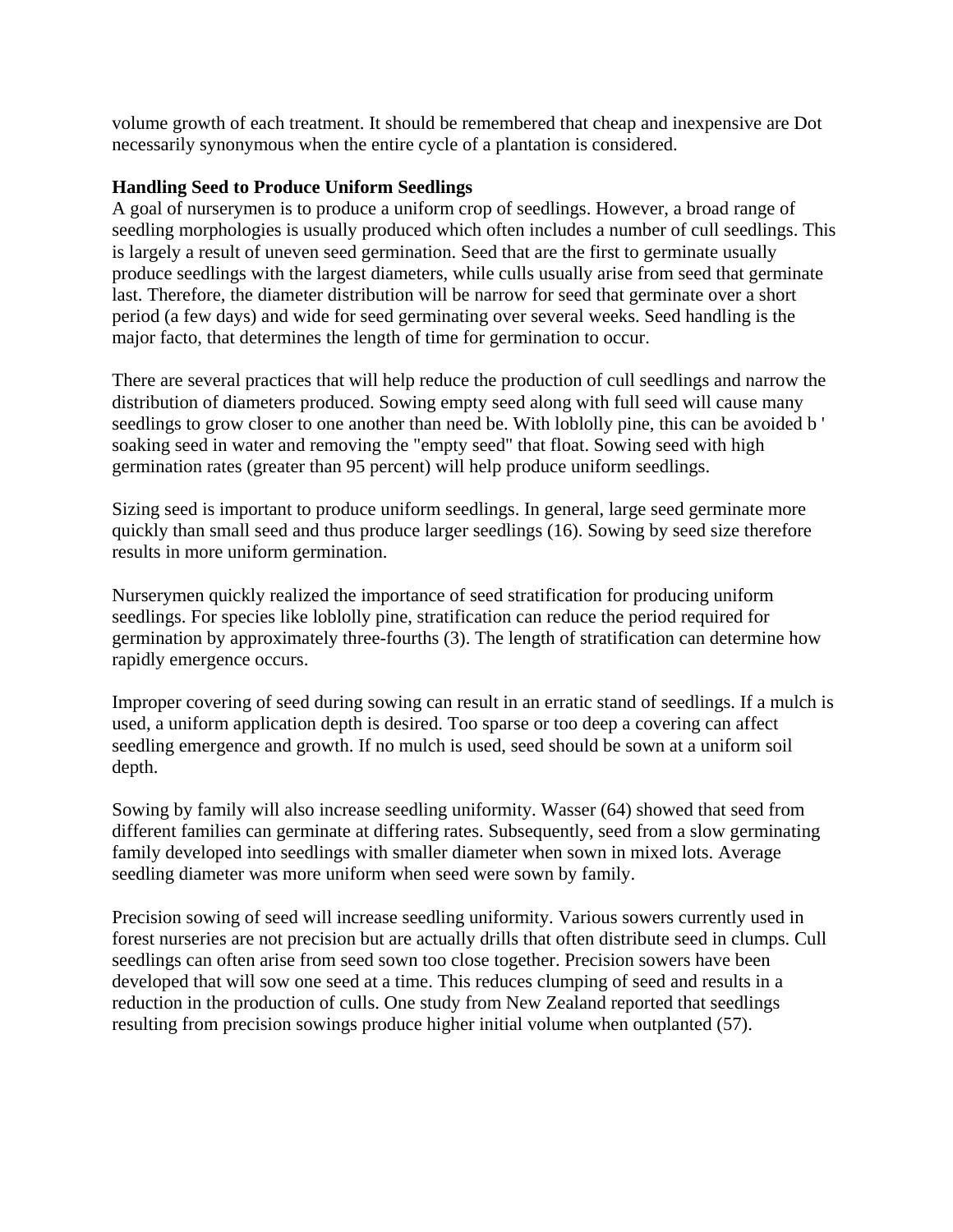volume growth of each treatment. It should be remembered that cheap and inexpensive are Dot necessarily synonymous when the entire cycle of a plantation is considered.

**Handling Seed to Produce Uniform Seedlings**

A goal of nurserymen is to produce a uniform crop of seedlings. However, a broad range of seedling morphologies is usually produced which often includes a number of cull seedlings. This is largely a result of uneven seed germination. Seed that are the first to germinate usually produce seedlings with the largest diameters, while culls usually arise from seed that germinate last. Therefore, the diameter distribution will be narrow for seed that germinate over a short period (a few days) and wide for seed germinating over several weeks. Seed handling is the major facto, that determines the length of time for germination to occur.

There are several practices that will help reduce the production of cull seedlings and narrow the distribution of diameters produced. Sowing empty seed along with full seed will cause many seedlings to grow closer to one another than need be. With loblolly pine, this can be avoided b ' soaking seed in water and removing the "empty seed" that float. Sowing seed with high germination rates (greater than 95 percent) will help produce uniform seedlings.

Sizing seed is important to produce uniform seedlings. In general, large seed germinate more quickly than small seed and thus produce larger seedlings (16). Sowing by seed size therefore results in more uniform germination.

Nurserymen quickly realized the importance of seed stratification for producing uniform seedlings. For species like loblolly pine, stratification can reduce the period required for germination by approximately three-fourths (3). The length of stratification can determine how rapidly emergence occurs.

Improper covering of seed during sowing can result in an erratic stand of seedlings. If a mulch is used, a uniform application depth is desired. Too sparse or too deep a covering can affect seedling emergence and growth. If no mulch is used, seed should be sown at a uniform soil depth.

Sowing by family will also increase seedling uniformity. Wasser (64) showed that seed from different families can germinate at differing rates. Subsequently, seed from a slow germinating family developed into seedlings with smaller diameter when sown in mixed lots. Average seedling diameter was more uniform when seed were sown by family.

Precision sowing of seed will increase seedling uniformity. Various sowers currently used in forest nurseries are not precision but are actually drills that often distribute seed in clumps. Cull seedlings can often arise from seed sown too close together. Precision sowers have been developed that will sow one seed at a time. This reduces clumping of seed and results in a reduction in the production of culls. One study from New Zealand reported that seedlings resulting from precision sowings produce higher initial volume when outplanted (57).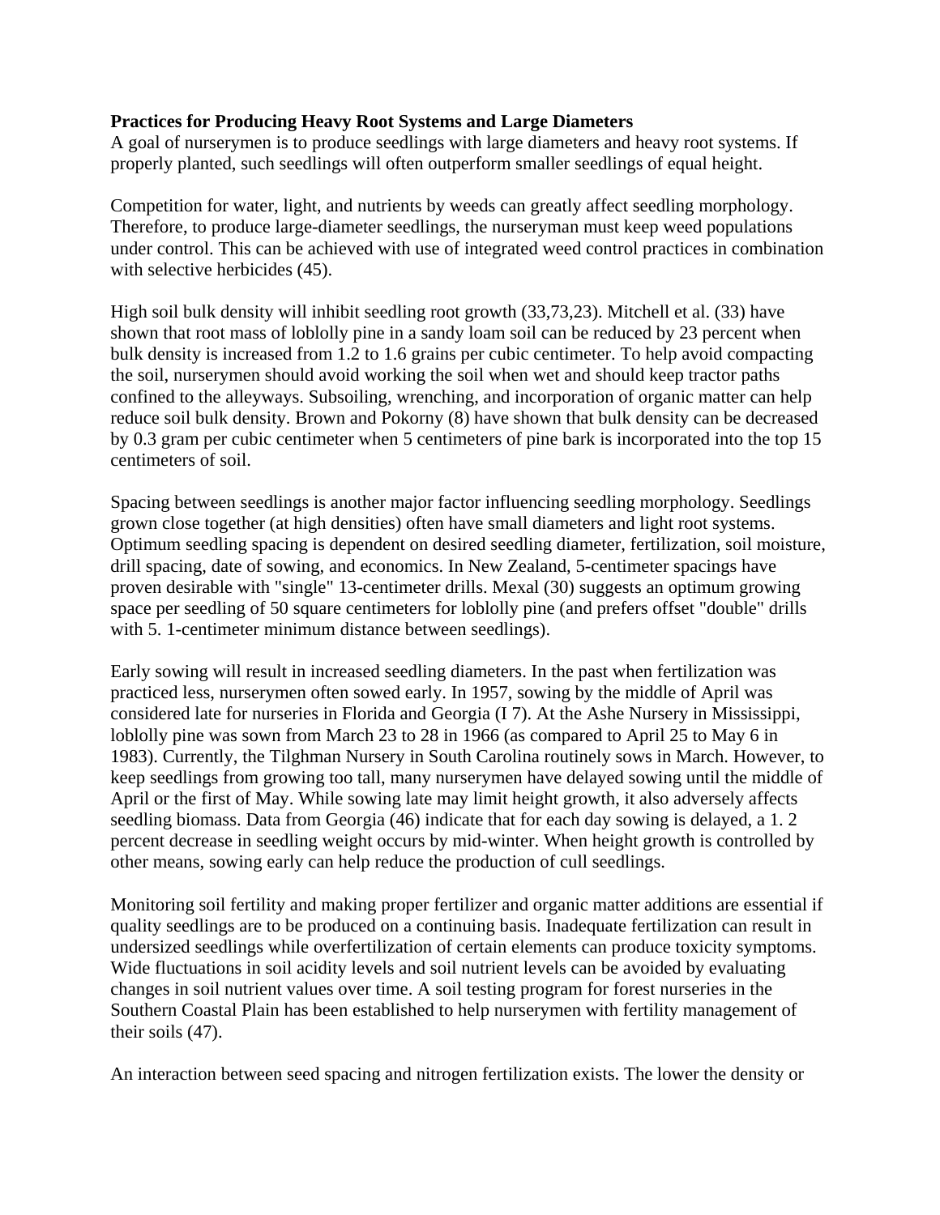**Practices for Producing Heavy Root Systems and Large Diameters**

A goal of nurserymen is to produce seedlings with large diameters and heavy root systems. If properly planted, such seedlings will often outperform smaller seedlings of equal height.

Competition for water, light, and nutrients by weeds can greatly affect seedling morphology. Therefore, to produce large-diameter seedlings, the nurseryman must keep weed populations under control. This can be achieved with use of integrated weed control practices in combination with selective herbicides (45).

High soil bulk density will inhibit seedling root growth (33,73,23). Mitchell et al. (33) have shown that root mass of loblolly pine in a sandy loam soil can be reduced by 23 percent when bulk density is increased from 1.2 to 1.6 grains per cubic centimeter. To help avoid compacting the soil, nurserymen should avoid working the soil when wet and should keep tractor paths confined to the alleyways. Subsoiling, wrenching, and incorporation of organic matter can help reduce soil bulk density. Brown and Pokorny (8) have shown that bulk density can be decreased by 0.3 gram per cubic centimeter when 5 centimeters of pine bark is incorporated into the top 15 centimeters of soil.

Spacing between seedlings is another major factor influencing seedling morphology. Seedlings grown close together (at high densities) often have small diameters and light root systems. Optimum seedling spacing is dependent on desired seedling diameter, fertilization, soil moisture, drill spacing, date of sowing, and economics. In New Zealand, 5-centimeter spacings have proven desirable with "single" 13-centimeter drills. Mexal (30) suggests an optimum growing space per seedling of 50 square centimeters for loblolly pine (and prefers offset "double" drills with 5. 1-centimeter minimum distance between seedlings).

Early sowing will result in increased seedling diameters. In the past when fertilization was practiced less, nurserymen often sowed early. In 1957, sowing by the middle of April was considered late for nurseries in Florida and Georgia (I 7). At the Ashe Nursery in Mississippi, loblolly pine was sown from March 23 to 28 in 1966 (as compared to April 25 to May 6 in 1983). Currently, the Tilghman Nursery in South Carolina routinely sows in March. However, to keep seedlings from growing too tall, many nurserymen have delayed sowing until the middle of April or the first of May. While sowing late may limit height growth, it also adversely affects seedling biomass. Data from Georgia (46) indicate that for each day sowing is delayed, a 1. 2 percent decrease in seedling weight occurs by mid-winter. When height growth is controlled by other means, sowing early can help reduce the production of cull seedlings.

Monitoring soil fertility and making proper fertilizer and organic matter additions are essential if quality seedlings are to be produced on a continuing basis. Inadequate fertilization can result in undersized seedlings while overfertilization of certain elements can produce toxicity symptoms. Wide fluctuations in soil acidity levels and soil nutrient levels can be avoided by evaluating changes in soil nutrient values over time. A soil testing program for forest nurseries in the Southern Coastal Plain has been established to help nurserymen with fertility management of their soils (47).

An interaction between seed spacing and nitrogen fertilization exists. The lower the density or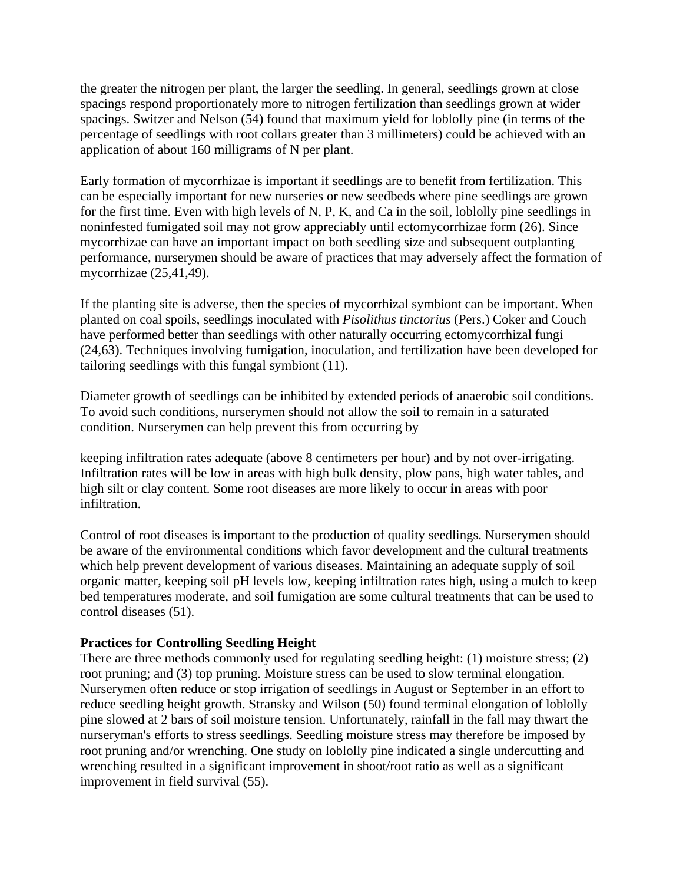the greater the nitrogen per plant, the larger the seedling. In general, seedlings grown at close spacings respond proportionately more to nitrogen fertilization than seedlings grown at wider spacings. Switzer and Nelson (54) found that maximum yield for loblolly pine (in terms of the percentage of seedlings with root collars greater than 3 millimeters) could be achieved with an application of about 160 milligrams of N per plant.

Early formation of mycorrhizae is important if seedlings are to benefit from fertilization. This can be especially important for new nurseries or new seedbeds where pine seedlings are grown for the first time. Even with high levels of N, P, K, and Ca in the soil, loblolly pine seedlings in noninfested fumigated soil may not grow appreciably until ectomycorrhizae form (26). Since mycorrhizae can have an important impact on both seedling size and subsequent outplanting performance, nurserymen should be aware of practices that may adversely affect the formation of mycorrhizae (25,41,49).

If the planting site is adverse, then the species of mycorrhizal symbiont can be important. When planted on coal spoils, seedlings inoculated with *Pisolithus tinctorius* (Pers.) Coker and Couch have performed better than seedlings with other naturally occurring ectomycorrhizal fungi (24,63). Techniques involving fumigation, inoculation, and fertilization have been developed for tailoring seedlings with this fungal symbiont (11).

Diameter growth of seedlings can be inhibited by extended periods of anaerobic soil conditions. To avoid such conditions, nurserymen should not allow the soil to remain in a saturated condition. Nurserymen can help prevent this from occurring by

keeping infiltration rates adequate (above 8 centimeters per hour) and by not over-irrigating. Infiltration rates will be low in areas with high bulk density, plow pans, high water tables, and high silt or clay content. Some root diseases are more likely to occur **in** areas with poor infiltration.

Control of root diseases is important to the production of quality seedlings. Nurserymen should be aware of the environmental conditions which favor development and the cultural treatments which help prevent development of various diseases. Maintaining an adequate supply of soil organic matter, keeping soil pH levels low, keeping infiltration rates high, using a mulch to keep bed temperatures moderate, and soil fumigation are some cultural treatments that can be used to control diseases (51).

**Practices for Controlling Seedling Height**

There are three methods commonly used for regulating seedling height: (1) moisture stress; (2) root pruning; and (3) top pruning. Moisture stress can be used to slow terminal elongation. Nurserymen often reduce or stop irrigation of seedlings in August or September in an effort to reduce seedling height growth. Stransky and Wilson (50) found terminal elongation of loblolly pine slowed at 2 bars of soil moisture tension. Unfortunately, rainfall in the fall may thwart the nurseryman's efforts to stress seedlings. Seedling moisture stress may therefore be imposed by root pruning and/or wrenching. One study on loblolly pine indicated a single undercutting and wrenching resulted in a significant improvement in shoot/root ratio as well as a significant improvement in field survival (55).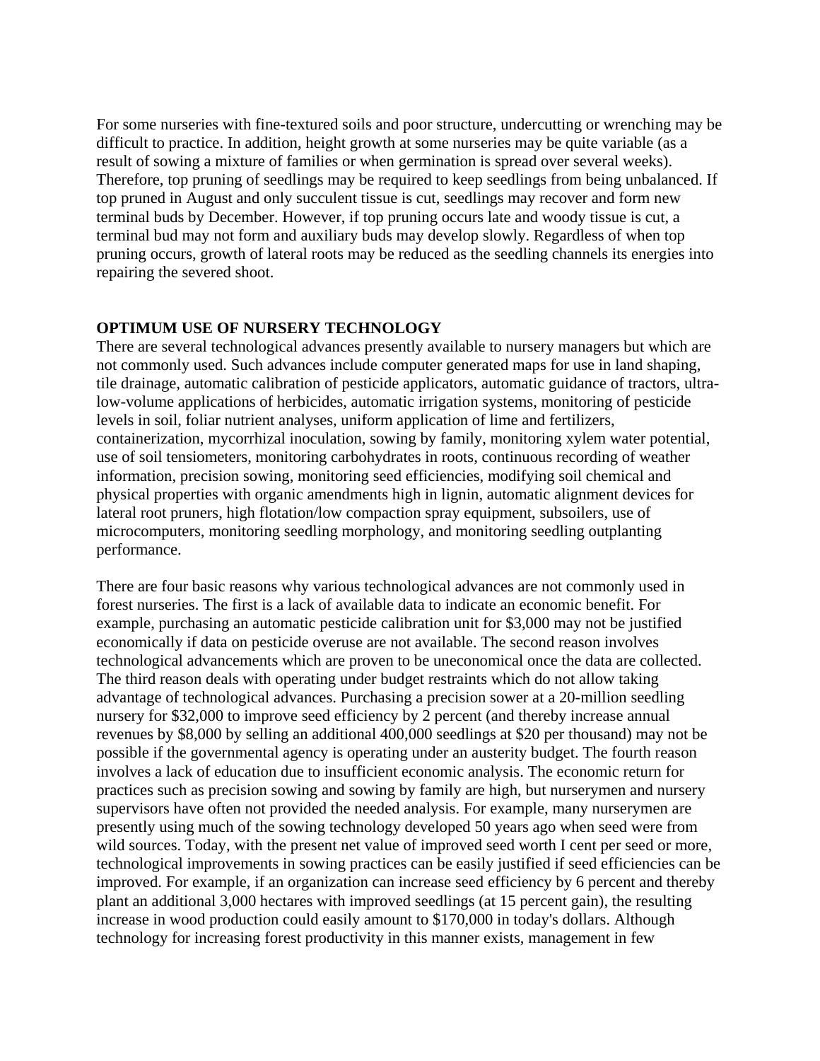For some nurseries with fine-textured soils and poor structure, undercutting or wrenching may be difficult to practice. In addition, height growth at some nurseries may be quite variable (as a result of sowing a mixture of families or when germination is spread over several weeks). Therefore, top pruning of seedlings may be required to keep seedlings from being unbalanced. If top pruned in August and only succulent tissue is cut, seedlings may recover and form new terminal buds by December. However, if top pruning occurs late and woody tissue is cut, a terminal bud may not form and auxiliary buds may develop slowly. Regardless of when top pruning occurs, growth of lateral roots may be reduced as the seedling channels its energies into repairing the severed shoot.

**OPTIMUM USE OF NURSERY TECHNOLOGY**

There are several technological advances presently available to nursery managers but which are not commonly used. Such advances include computer generated maps for use in land shaping, tile drainage, automatic calibration of pesticide applicators, automatic guidance of tractors, ultra-low-volume applications of herbicides, automatic irrigation systems, monitoring of pesticide levels in soil, foliar nutrient analyses, uniform application of lime and fertilizers, containerization, mycorrhizal inoculation, sowing by family, monitoring xylem water potential, use of soil tensiometers, monitoring carbohydrates in roots, continuous recording of weather information, precision sowing, monitoring seed efficiencies, modifying soil chemical and physical properties with organic amendments high in lignin, automatic alignment devices for lateral root pruners, high flotation/low compaction spray equipment, subsoilers, use of microcomputers, monitoring seedling morphology, and monitoring seedling outplanting performance.

There are four basic reasons why various technological advances are not commonly used in forest nurseries. The first is a lack of available data to indicate an economic benefit. For example, purchasing an automatic pesticide calibration unit for $3,000 may not be justified economically if data on pesticide overuse are not available. The second reason involves technological advancements which are proven to be uneconomical once the data are collected. The third reason deals with operating under budget restraints which do not allow taking advantage of technological advances. Purchasing a precision sower at a 20-million seedling nursery for $32,000 to improve seed efficiency by 2 percent (and thereby increase annual revenues by $8,000 by selling an additional 400,000 seedlings at $20 per thousand) may not be possible if the governmental agency is operating under an austerity budget. The fourth reason involves a lack of education due to insufficient economic analysis. The economic return for practices such as precision sowing and sowing by family are high, but nurserymen and nursery supervisors have often not provided the needed analysis. For example, many nurserymen are presently using much of the sowing technology developed 50 years ago when seed were from wild sources. Today, with the present net value of improved seed worth I cent per seed or more, technological improvements in sowing practices can be easily justified if seed efficiencies can be improved. For example, if an organization can increase seed efficiency by 6 percent and thereby plant an additional 3,000 hectares with improved seedlings (at 15 percent gain), the resulting increase in wood production could easily amount to $170,000 in today's dollars. Although technology for increasing forest productivity in this manner exists, management in few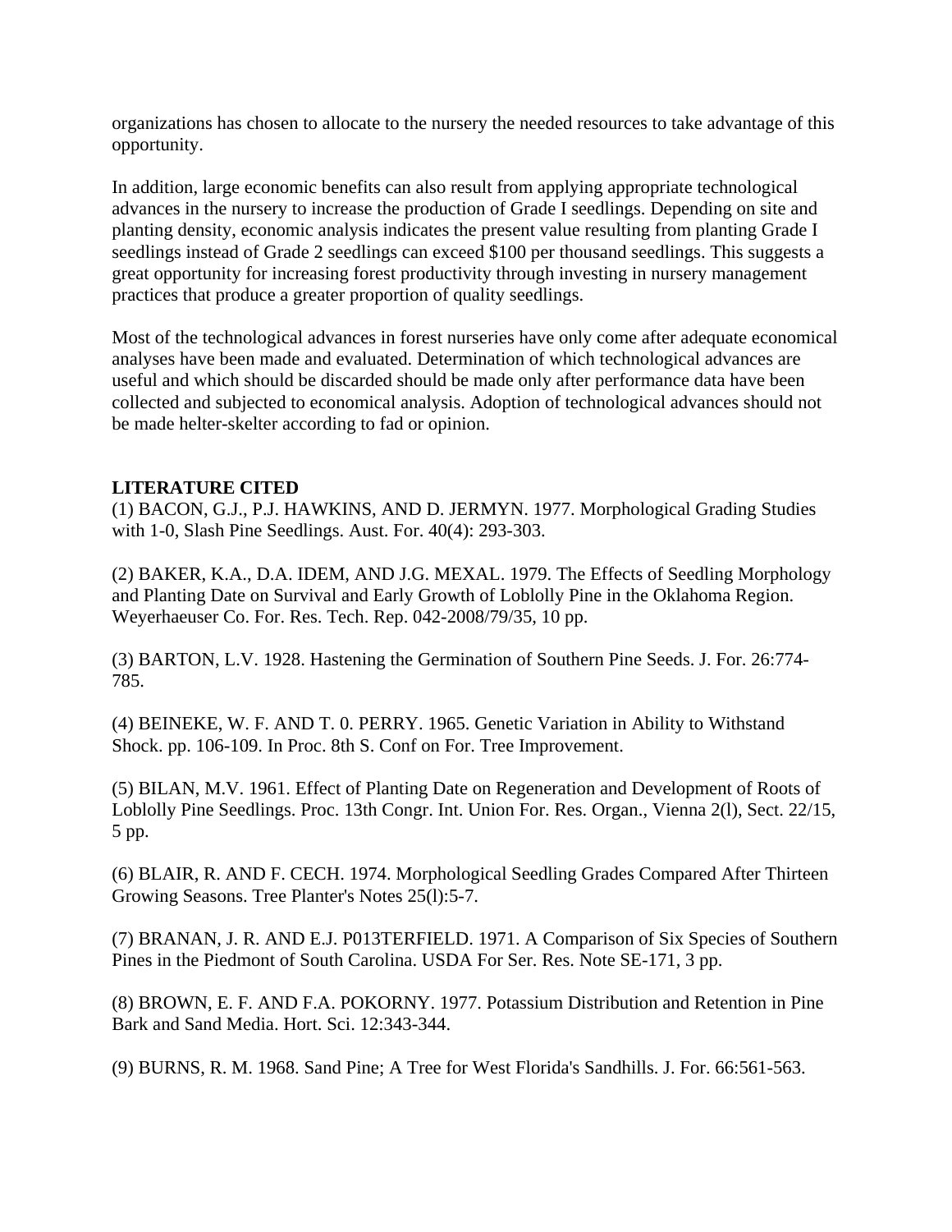organizations has chosen to allocate to the nursery the needed resources to take advantage of this opportunity.

In addition, large economic benefits can also result from applying appropriate technological advances in the nursery to increase the production of Grade I seedlings. Depending on site and planting density, economic analysis indicates the present value resulting from planting Grade I seedlings instead of Grade 2 seedlings can exceed $100 per thousand seedlings. This suggests a great opportunity for increasing forest productivity through investing in nursery management practices that produce a greater proportion of quality seedlings.

Most of the technological advances in forest nurseries have only come after adequate economical analyses have been made and evaluated. Determination of which technological advances are useful and which should be discarded should be made only after performance data have been collected and subjected to economical analysis. Adoption of technological advances should not be made helter-skelter according to fad or opinion.

**LITERATURE CITED**

(1) BACON, G.J., P.J. HAWKINS, AND D. JERMYN. 1977. Morphological Grading Studies with 1-0, Slash Pine Seedlings. Aust. For. 40(4): 293-303.

(2) BAKER, K.A., D.A. IDEM, AND J.G. MEXAL. 1979. The Effects of Seedling Morphology and Planting Date on Survival and Early Growth of Loblolly Pine in the Oklahoma Region. Weyerhaeuser Co. For. Res. Tech. Rep. 042-2008/79/35, 10 pp.

(3) BARTON, L.V. 1928. Hastening the Germination of Southern Pine Seeds. J. For. 26:774-785.

(4) BEINEKE, W. F. AND T. 0. PERRY. 1965. Genetic Variation in Ability to Withstand Shock. pp. 106-109. In Proc. 8th S. Conf on For. Tree Improvement.

(5) BILAN, M.V. 1961. Effect of Planting Date on Regeneration and Development of Roots of Loblolly Pine Seedlings. Proc. 13th Congr. Int. Union For. Res. Organ., Vienna 2(l), Sect. 22/15, 5 pp.

(6) BLAIR, R. AND F. CECH. 1974. Morphological Seedling Grades Compared After Thirteen Growing Seasons. Tree Planter's Notes 25(l):5-7.

(7) BRANAN, J. R. AND E.J. P013TERFIELD. 1971. A Comparison of Six Species of Southern Pines in the Piedmont of South Carolina. USDA For Ser. Res. Note SE-171, 3 pp.

(8) BROWN, E. F. AND F.A. POKORNY. 1977. Potassium Distribution and Retention in Pine Bark and Sand Media. Hort. Sci. 12:343-344.

(9) BURNS, R. M. 1968. Sand Pine; A Tree for West Florida's Sandhills. J. For. 66:561-563.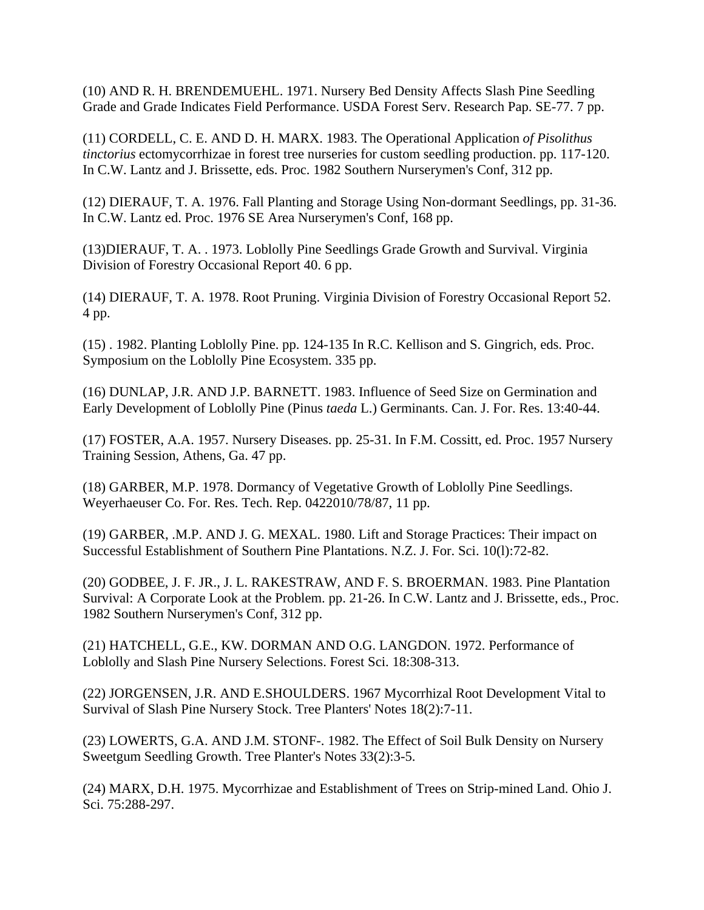(10) AND R. H. BRENDEMUEHL. 1971. Nursery Bed Density Affects Slash Pine Seedling Grade and Grade Indicates Field Performance. USDA Forest Serv. Research Pap. SE-77. 7 pp.

(11) CORDELL, C. E. AND D. H. MARX. 1983. The Operational Application *of Pisolithus tinctorius* ectomycorrhizae in forest tree nurseries for custom seedling production. pp. 117-120. In C.W. Lantz and J. Brissette, eds. Proc. 1982 Southern Nurserymen's Conf, 312 pp.

(12) DIERAUF, T. A. 1976. Fall Planting and Storage Using Non-dormant Seedlings, pp. 31-36. In C.W. Lantz ed. Proc. 1976 SE Area Nurserymen's Conf, 168 pp.

(13)DIERAUF, T. A. . 1973. Loblolly Pine Seedlings Grade Growth and Survival. Virginia Division of Forestry Occasional Report 40. 6 pp.

(14) DIERAUF, T. A. 1978. Root Pruning. Virginia Division of Forestry Occasional Report 52. 4 pp.

(15) . 1982. Planting Loblolly Pine. pp. 124-135 In R.C. Kellison and S. Gingrich, eds. Proc. Symposium on the Loblolly Pine Ecosystem. 335 pp.

(16) DUNLAP, J.R. AND J.P. BARNETT. 1983. Influence of Seed Size on Germination and Early Development of Loblolly Pine (Pinus *taeda* L.) Germinants. Can. J. For. Res. 13:40-44.

(17) FOSTER, A.A. 1957. Nursery Diseases. pp. 25-31. In F.M. Cossitt, ed. Proc. 1957 Nursery Training Session, Athens, Ga. 47 pp.

(18) GARBER, M.P. 1978. Dormancy of Vegetative Growth of Loblolly Pine Seedlings. Weyerhaeuser Co. For. Res. Tech. Rep. 0422010/78/87, 11 pp.

(19) GARBER, .M.P. AND J. G. MEXAL. 1980. Lift and Storage Practices: Their impact on Successful Establishment of Southern Pine Plantations. N.Z. J. For. Sci. 10(l):72-82.

(20) GODBEE, J. F. JR., J. L. RAKESTRAW, AND F. S. BROERMAN. 1983. Pine Plantation Survival: A Corporate Look at the Problem. pp. 21-26. In C.W. Lantz and J. Brissette, eds., Proc. 1982 Southern Nurserymen's Conf, 312 pp.

(21) HATCHELL, G.E., KW. DORMAN AND O.G. LANGDON. 1972. Performance of Loblolly and Slash Pine Nursery Selections. Forest Sci. 18:308-313.

(22) JORGENSEN, J.R. AND E.SHOULDERS. 1967 Mycorrhizal Root Development Vital to Survival of Slash Pine Nursery Stock. Tree Planters' Notes 18(2):7-11.

(23) LOWERTS, G.A. AND J.M. STONF-. 1982. The Effect of Soil Bulk Density on Nursery Sweetgum Seedling Growth. Tree Planter's Notes 33(2):3-5.

(24) MARX, D.H. 1975. Mycorrhizae and Establishment of Trees on Strip-mined Land. Ohio J. Sci. 75:288-297.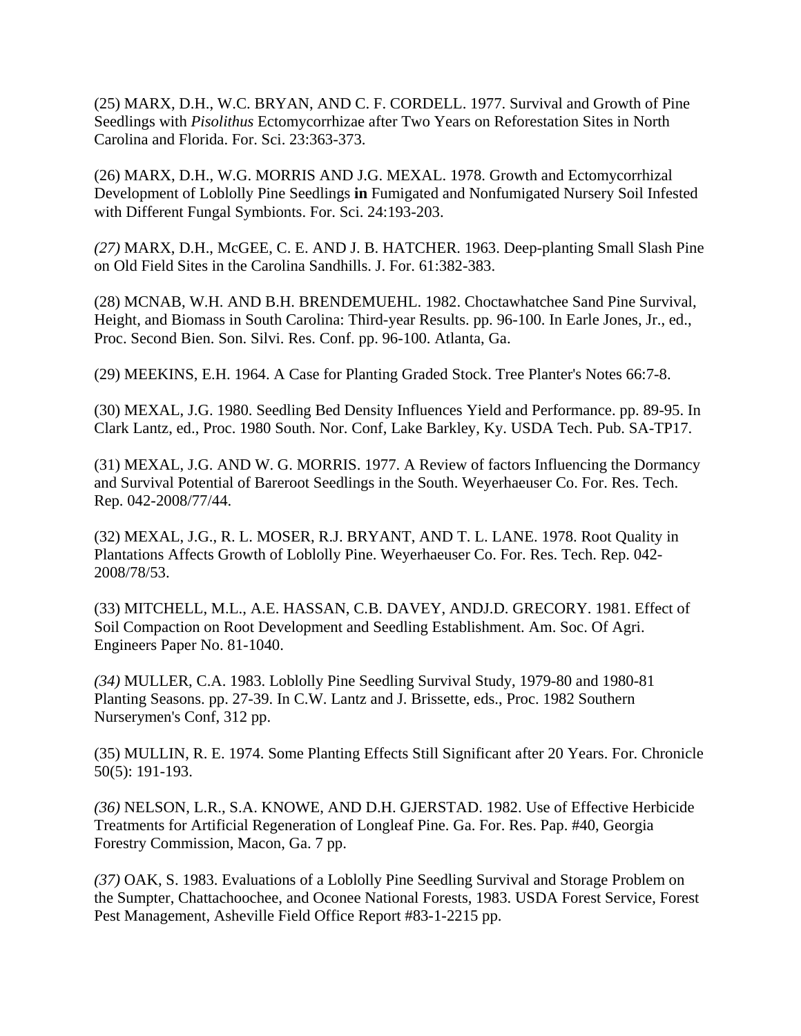(25) MARX, D.H., W.C. BRYAN, AND C. F. CORDELL. 1977. Survival and Growth of Pine Seedlings with *Pisolithus* Ectomycorrhizae after Two Years on Reforestation Sites in North Carolina and Florida. For. Sci. 23:363-373.

(26) MARX, D.H., W.G. MORRIS AND J.G. MEXAL. 1978. Growth and Ectomycorrhizal Development of Loblolly Pine Seedlings **in** Fumigated and Nonfumigated Nursery Soil Infested with Different Fungal Symbionts. For. Sci. 24:193-203.

*(27)* MARX, D.H., McGEE, C. E. AND J. B. HATCHER. 1963. Deep-planting Small Slash Pine on Old Field Sites in the Carolina Sandhills. J. For. 61:382-383.

(28) MCNAB, W.H. AND B.H. BRENDEMUEHL. 1982. Choctawhatchee Sand Pine Survival, Height, and Biomass in South Carolina: Third-year Results. pp. 96-100. In Earle Jones, Jr., ed., Proc. Second Bien. Son. Silvi. Res. Conf. pp. 96-100. Atlanta, Ga.

(29) MEEKINS, E.H. 1964. A Case for Planting Graded Stock. Tree Planter's Notes 66:7-8.

(30) MEXAL, J.G. 1980. Seedling Bed Density Influences Yield and Performance. pp. 89-95. In Clark Lantz, ed., Proc. 1980 South. Nor. Conf, Lake Barkley, Ky. USDA Tech. Pub. SA-TP17.

(31) MEXAL, J.G. AND W. G. MORRIS. 1977. A Review of factors Influencing the Dormancy and Survival Potential of Bareroot Seedlings in the South. Weyerhaeuser Co. For. Res. Tech. Rep. 042-2008/77/44.

(32) MEXAL, J.G., R. L. MOSER, R.J. BRYANT, AND T. L. LANE. 1978. Root Quality in Plantations Affects Growth of Loblolly Pine. Weyerhaeuser Co. For. Res. Tech. Rep. 042-2008/78/53.

(33) MITCHELL, M.L., A.E. HASSAN, C.B. DAVEY, ANDJ.D. GRECORY. 1981. Effect of Soil Compaction on Root Development and Seedling Establishment. Am. Soc. Of Agri. Engineers Paper No. 81-1040.

*(34)* MULLER, C.A. 1983. Loblolly Pine Seedling Survival Study, 1979-80 and 1980-81 Planting Seasons. pp. 27-39. In C.W. Lantz and J. Brissette, eds., Proc. 1982 Southern Nurserymen's Conf, 312 pp.

(35) MULLIN, R. E. 1974. Some Planting Effects Still Significant after 20 Years. For. Chronicle 50(5): 191-193.

*(36)* NELSON, L.R., S.A. KNOWE, AND D.H. GJERSTAD. 1982. Use of Effective Herbicide Treatments for Artificial Regeneration of Longleaf Pine. Ga. For. Res. Pap. #40, Georgia Forestry Commission, Macon, Ga. 7 pp.

*(37)* OAK, S. 1983. Evaluations of a Loblolly Pine Seedling Survival and Storage Problem on the Sumpter, Chattachoochee, and Oconee National Forests, 1983. USDA Forest Service, Forest Pest Management, Asheville Field Office Report #83-1-2215 pp.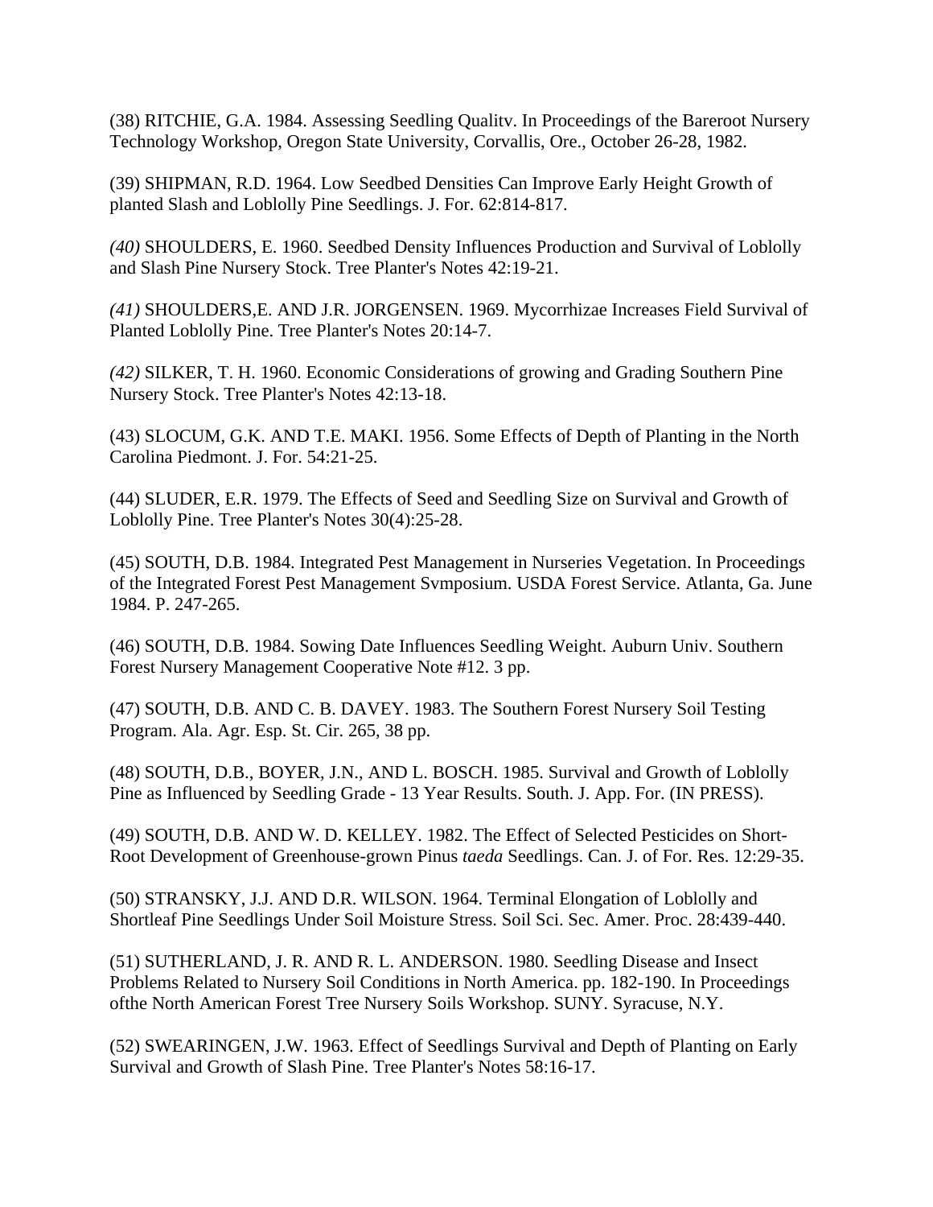(38) RITCHIE, G.A. 1984. Assessing Seedling Qualitv. In Proceedings of the Bareroot Nursery Technology Workshop, Oregon State University, Corvallis, Ore., October 26-28, 1982.

(39) SHIPMAN, R.D. 1964. Low Seedbed Densities Can Improve Early Height Growth of planted Slash and Loblolly Pine Seedlings. J. For. 62:814-817.

*(40)* SHOULDERS, E. 1960. Seedbed Density Influences Production and Survival of Loblolly and Slash Pine Nursery Stock. Tree Planter's Notes 42:19-21.

*(41)* SHOULDERS,E. AND J.R. JORGENSEN. 1969. Mycorrhizae Increases Field Survival of Planted Loblolly Pine. Tree Planter's Notes 20:14-7.

*(42)* SILKER, T. H. 1960. Economic Considerations of growing and Grading Southern Pine Nursery Stock. Tree Planter's Notes 42:13-18.

(43) SLOCUM, G.K. AND T.E. MAKI. 1956. Some Effects of Depth of Planting in the North Carolina Piedmont. J. For. 54:21-25.

(44) SLUDER, E.R. 1979. The Effects of Seed and Seedling Size on Survival and Growth of Loblolly Pine. Tree Planter's Notes 30(4):25-28.

(45) SOUTH, D.B. 1984. Integrated Pest Management in Nurseries Vegetation. In Proceedings of the Integrated Forest Pest Management Svmposium. USDA Forest Service. Atlanta, Ga. June 1984. P. 247-265.

(46) SOUTH, D.B. 1984. Sowing Date Influences Seedling Weight. Auburn Univ. Southern Forest Nursery Management Cooperative Note #12. 3 pp.

(47) SOUTH, D.B. AND C. B. DAVEY. 1983. The Southern Forest Nursery Soil Testing Program. Ala. Agr. Esp. St. Cir. 265, 38 pp.

(48) SOUTH, D.B., BOYER, J.N., AND L. BOSCH. 1985. Survival and Growth of Loblolly Pine as Influenced by Seedling Grade - 13 Year Results. South. J. App. For. (IN PRESS).

(49) SOUTH, D.B. AND W. D. KELLEY. 1982. The Effect of Selected Pesticides on Short-Root Development of Greenhouse-grown Pinus *taeda* Seedlings. Can. J. of For. Res. 12:29-35.

(50) STRANSKY, J.J. AND D.R. WILSON. 1964. Terminal Elongation of Loblolly and Shortleaf Pine Seedlings Under Soil Moisture Stress. Soil Sci. Sec. Amer. Proc. 28:439-440.

(51) SUTHERLAND, J. R. AND R. L. ANDERSON. 1980. Seedling Disease and Insect Problems Related to Nursery Soil Conditions in North America. pp. 182-190. In Proceedings ofthe North American Forest Tree Nursery Soils Workshop. SUNY. Syracuse, N.Y.

(52) SWEARINGEN, J.W. 1963. Effect of Seedlings Survival and Depth of Planting on Early Survival and Growth of Slash Pine. Tree Planter's Notes 58:16-17.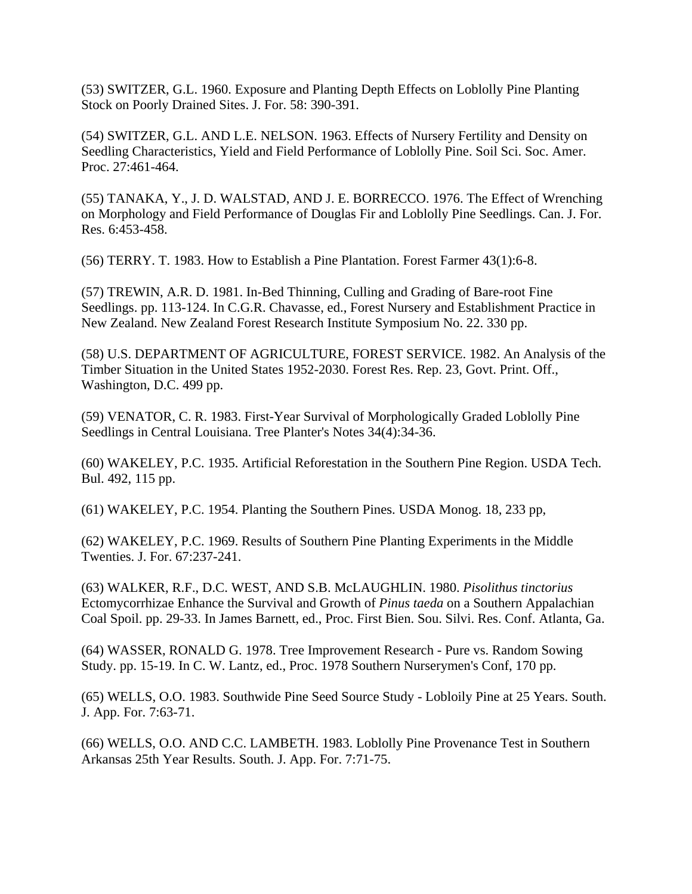(53) SWITZER, G.L. 1960. Exposure and Planting Depth Effects on Loblolly Pine Planting Stock on Poorly Drained Sites. J. For. 58: 390-391.

(54) SWITZER, G.L. AND L.E. NELSON. 1963. Effects of Nursery Fertility and Density on Seedling Characteristics, Yield and Field Performance of Loblolly Pine. Soil Sci. Soc. Amer. Proc. 27:461-464.

(55) TANAKA, Y., J. D. WALSTAD, AND J. E. BORRECCO. 1976. The Effect of Wrenching on Morphology and Field Performance of Douglas Fir and Loblolly Pine Seedlings. Can. J. For. Res. 6:453-458.

(56) TERRY. T. 1983. How to Establish a Pine Plantation. Forest Farmer 43(1):6-8.

(57) TREWIN, A.R. D. 1981. In-Bed Thinning, Culling and Grading of Bare-root Fine Seedlings. pp. 113-124. In C.G.R. Chavasse, ed., Forest Nursery and Establishment Practice in New Zealand. New Zealand Forest Research Institute Symposium No. 22. 330 pp.

(58) U.S. DEPARTMENT OF AGRICULTURE, FOREST SERVICE. 1982. An Analysis of the Timber Situation in the United States 1952-2030. Forest Res. Rep. 23, Govt. Print. Off., Washington, D.C. 499 pp.

(59) VENATOR, C. R. 1983. First-Year Survival of Morphologically Graded Loblolly Pine Seedlings in Central Louisiana. Tree Planter's Notes 34(4):34-36.

(60) WAKELEY, P.C. 1935. Artificial Reforestation in the Southern Pine Region. USDA Tech. Bul. 492, 115 pp.

(61) WAKELEY, P.C. 1954. Planting the Southern Pines. USDA Monog. 18, 233 pp,

(62) WAKELEY, P.C. 1969. Results of Southern Pine Planting Experiments in the Middle Twenties. J. For. 67:237-241.

(63) WALKER, R.F., D.C. WEST, AND S.B. McLAUGHLIN. 1980. *Pisolithus tinctorius* Ectomycorrhizae Enhance the Survival and Growth of *Pinus taeda* on a Southern Appalachian Coal Spoil. pp. 29-33. In James Barnett, ed., Proc. First Bien. Sou. Silvi. Res. Conf. Atlanta, Ga.

(64) WASSER, RONALD G. 1978. Tree Improvement Research - Pure vs. Random Sowing Study. pp. 15-19. In C. W. Lantz, ed., Proc. 1978 Southern Nurserymen's Conf, 170 pp.

(65) WELLS, O.O. 1983. Southwide Pine Seed Source Study - Lobloily Pine at 25 Years. South. J. App. For. 7:63-71.

(66) WELLS, O.O. AND C.C. LAMBETH. 1983. Loblolly Pine Provenance Test in Southern Arkansas 25th Year Results. South. J. App. For. 7:71-75.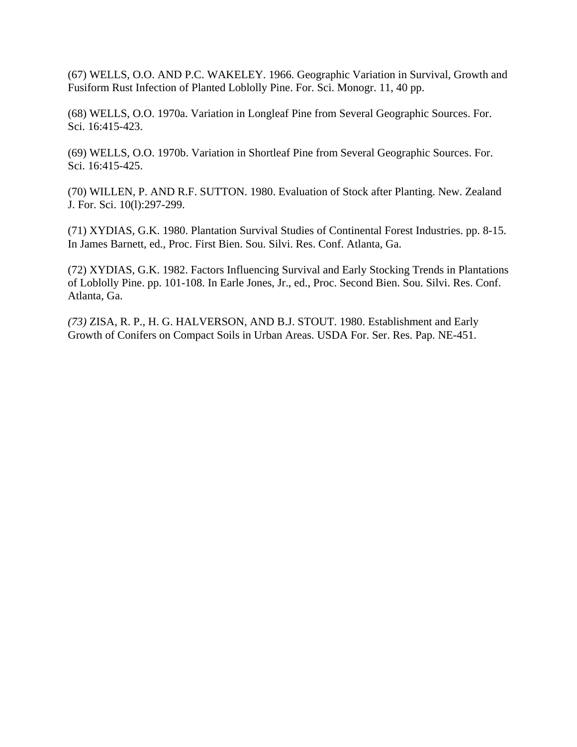(67) WELLS, O.O. AND P.C. WAKELEY. 1966. Geographic Variation in Survival, Growth and Fusiform Rust Infection of Planted Loblolly Pine. For. Sci. Monogr. 11, 40 pp.

(68) WELLS, O.O. 1970a. Variation in Longleaf Pine from Several Geographic Sources. For. Sci. 16:415-423.

(69) WELLS, O.O. 1970b. Variation in Shortleaf Pine from Several Geographic Sources. For. Sci. 16:415-425.

(70) WILLEN, P. AND R.F. SUTTON. 1980. Evaluation of Stock after Planting. New. Zealand J. For. Sci. 10(l):297-299.

(71) XYDIAS, G.K. 1980. Plantation Survival Studies of Continental Forest Industries. pp. 8-15. In James Barnett, ed., Proc. First Bien. Sou. Silvi. Res. Conf. Atlanta, Ga.

(72) XYDIAS, G.K. 1982. Factors Influencing Survival and Early Stocking Trends in Plantations of Loblolly Pine. pp. 101-108. In Earle Jones, Jr., ed., Proc. Second Bien. Sou. Silvi. Res. Conf. Atlanta, Ga.

*(73)* ZISA, R. P., H. G. HALVERSON, AND B.J. STOUT. 1980. Establishment and Early Growth of Conifers on Compact Soils in Urban Areas. USDA For. Ser. Res. Pap. NE-451.